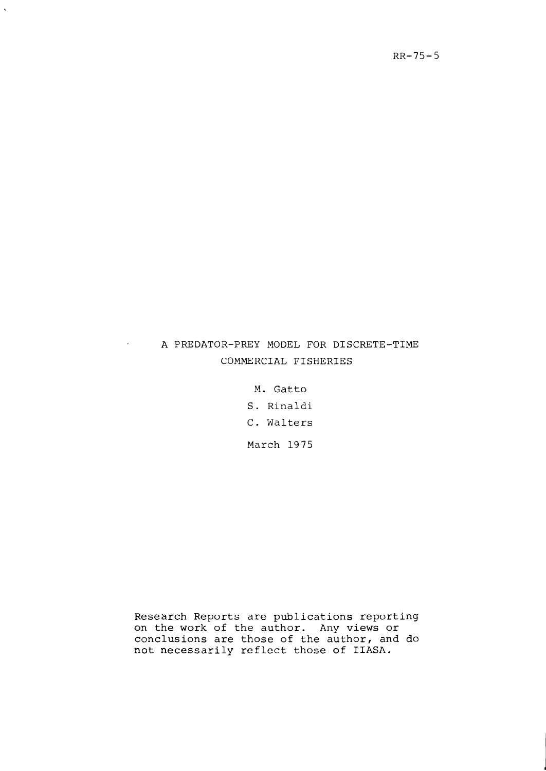RR-75-5

# A PREDATOR-PREY MODEL FOR DISCRETE-TIME COMMERCIAL FISHERIES

M. Gatto

S. Rinaldi

C. Walters

March 1975

Research Reports are publications reporting on the work of the author. Any views or conclusions are those of the author, and do not necessarily reflect those of IIASA.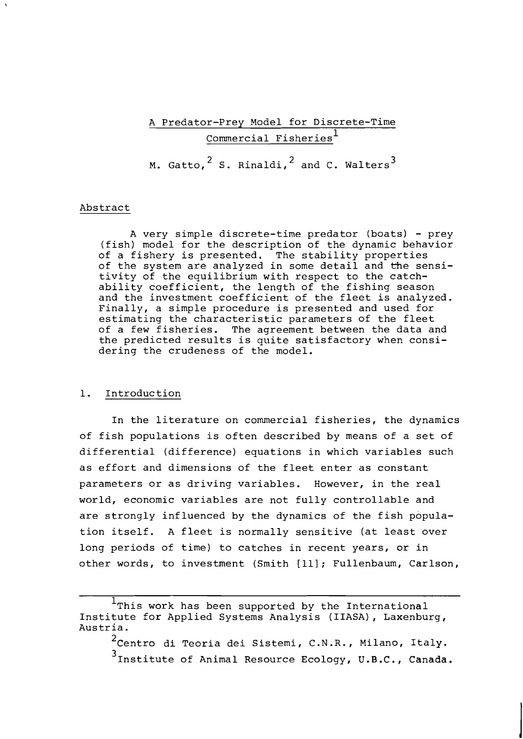# A Predator-Prey Model for Discrete-Time Commercial Fisheries[1]

M. Gatto,[2] S. Rinaldi,[2] and C. Walters[3]

## Abstract

A very simple discrete-time predator (boats) - prey (fish) model for the description of the dynamic behavior of a fishery is presented. The stability properties of the system are analyzed in some detail and the sensitivity of the equilibrium with respect to the catchability coefficient, the length of the fishing season and the investment coefficient of the fleet is analyzed. Finally, a simple procedure is presented and used for estimating the characteristic parameters of the fleet of a few fisheries. The agreement between the data and the predicted results is quite satisfactory when considering the crudeness of the model.

## 1. Introduction

In the literature on commercial fisheries, the dynamics of fish populations is often described by means of a set of differential (difference) equations in which variables such as effort and dimensions of the fleet enter as constant parameters or as driving variables. However, in the real world, economic variables are not fully controllable and are strongly influenced by the dynamics of the fish population itself. A fleet is normally sensitive (at least over long periods of time) to catches in recent years, or in other words, to investment (Smith [11]; Fullenbaum, Carlson,

---

[1] This work has been supported by the International Institute for Applied Systems Analysis (IIASA), Laxenburg, Austria.

[2] Centro di Teoria dei Sistemi, C.N.R., Milano, Italy.

[3] Institute of Animal Resource Ecology, U.B.C., Canada.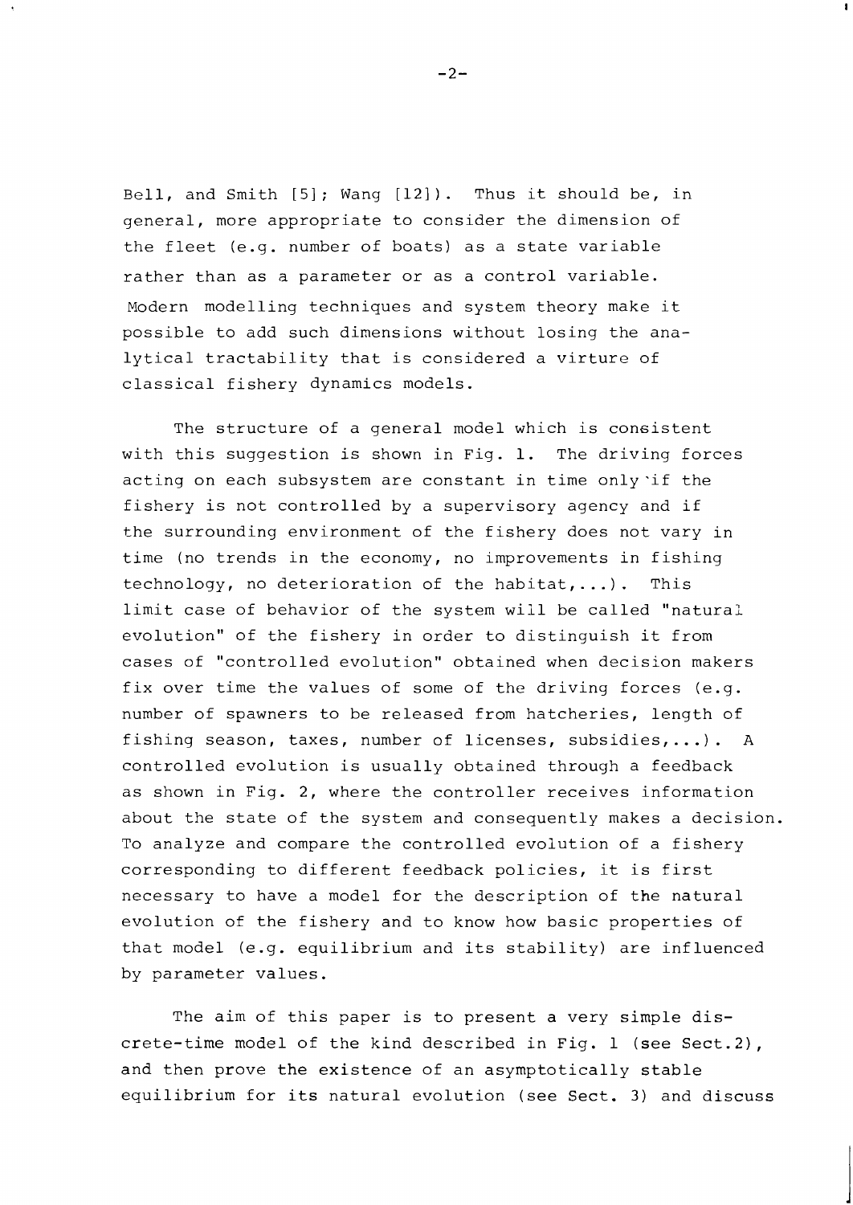Bell, and Smith [5]; Wang [12]). Thus it should be, in general, more appropriate to consider the dimension of the fleet (e.g. number of boats) as a state variable rather than as a parameter or as a control variable. Modern modelling techniques and system theory make it possible to add such dimensions without losing the analytical tractability that is considered a virture of classical fishery dynamics models.

The structure of a general model which is consistent with this suggestion is shown in Fig. 1. The driving forces acting on each subsystem are constant in time only if the fishery is not controlled by a supervisory agency and if the surrounding environment of the fishery does not vary in time (no trends in the economy, no improvements in fishing technology, no deterioration of the habitat,...). This limit case of behavior of the system will be called "natural evolution" of the fishery in order to distinguish it from cases of "controlled evolution" obtained when decision makers fix over time the values of some of the driving forces (e.g. number of spawners to be released from hatcheries, length of fishing season, taxes, number of licenses, subsidies,...). A controlled evolution is usually obtained through a feedback as shown in Fig. 2, where the controller receives information about the state of the system and consequently makes a decision. To analyze and compare the controlled evolution of a fishery corresponding to different feedback policies, it is first necessary to have a model for the description of the natural evolution of the fishery and to know how basic properties of that model (e.g. equilibrium and its stability) are influenced by parameter values.

The aim of this paper is to present a very simple discrete-time model of the kind described in Fig. 1 (see Sect.2), and then prove the existence of an asymptotically stable equilibrium for its natural evolution (see Sect. 3) and discuss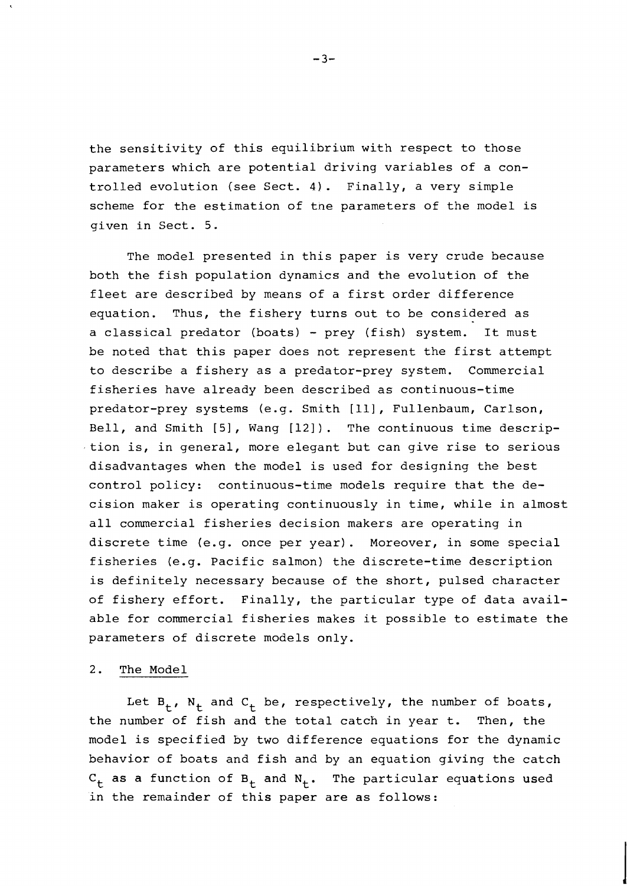the sensitivity of this equilibrium with respect to those parameters which are potential driving variables of a controlled evolution (see Sect. 4). Finally, a very simple scheme for the estimation of tne parameters of the model is given in Sect. 5.

The model presented in this paper is very crude because both the fish population dynamics and the evolution of the fleet are described by means of a first order difference equation. Thus, the fishery turns out to be considered as a classical predator (boats) - prey (fish) system. It must be noted that this paper does not represent the first attempt to describe a fishery as a predator-prey system. Commercial fisheries have already been described as continuous-time predator-prey systems (e.g. Smith [11], Fullenbaum, Carlson, Bell, and Smith [5], Wang [12]). The continuous time description is, in general, more elegant but can give rise to serious disadvantages when the model is used for designing the best control policy: continuous-time models require that the decision maker is operating continuously in time, while in almost all commercial fisheries decision makers are operating in discrete time (e.g. once per year). Moreover, in some special fisheries (e.g. Pacific salmon) the discrete-time description is definitely necessary because of the short, pulsed character of fishery effort. Finally, the particular type of data available for commercial fisheries makes it possible to estimate the parameters of discrete models only.

## 2. The Model

Let $B_t$, $N_t$ and $C_t$ be, respectively, the number of boats, the number of fish and the total catch in year t. Then, the model is specified by two difference equations for the dynamic behavior of boats and fish and by an equation giving the catch $C_t$ as a function of $B_t$ and $N_t$. The particular equations used in the remainder of this paper are as follows: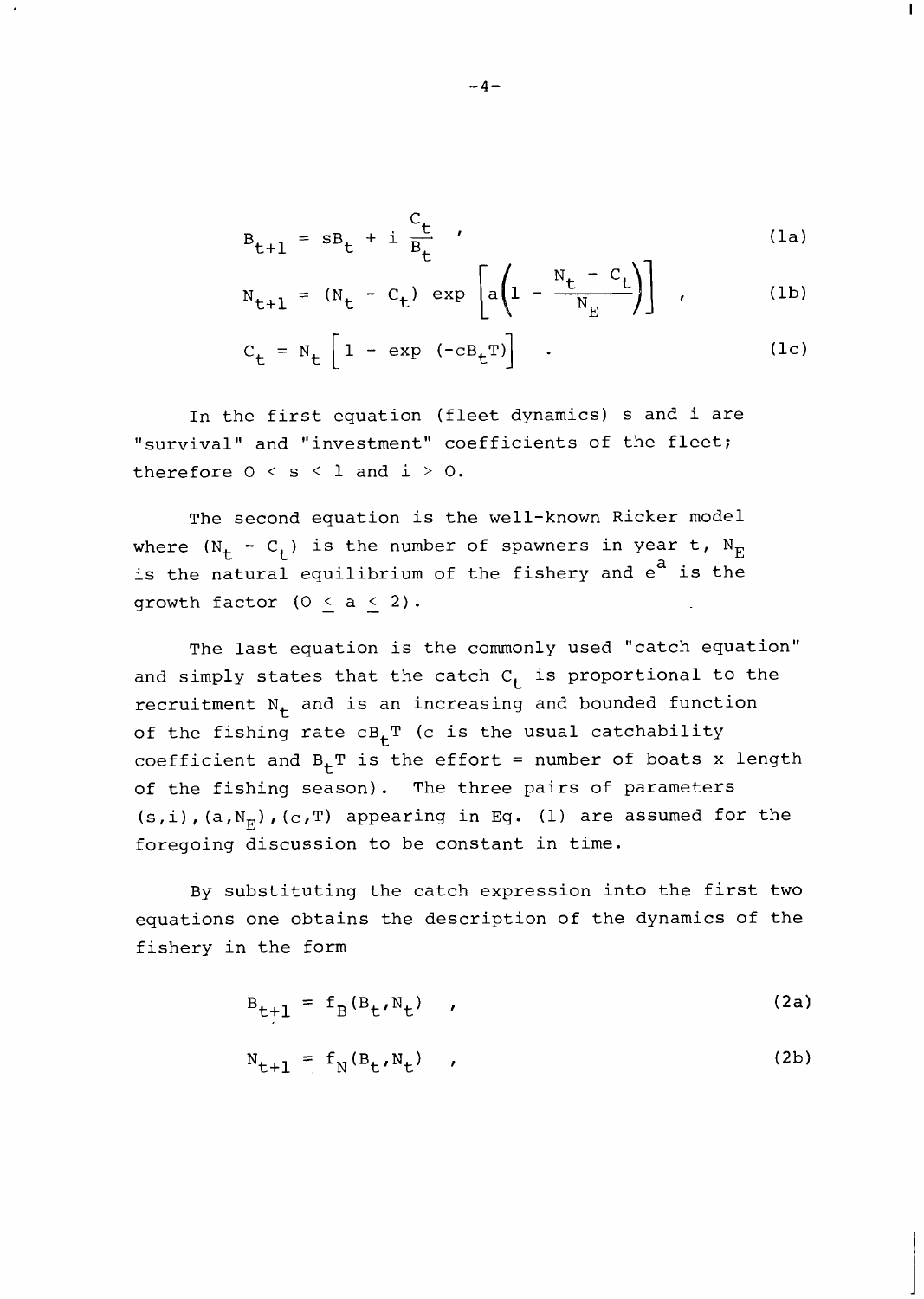$$B_{t+1} = sB_t + i\,\frac{C_t}{B_t} \quad , \tag{1a}$$

$$N_{t+1} = (N_t - C_t)\,\exp\left[a\left(1 - \frac{N_t - C_t}{N_E}\right)\right] \quad , \tag{1b}$$

$$C_t = N_t\left[1 - \exp\,(-cB_tT)\right] \quad . \tag{1c}$$

In the first equation (fleet dynamics) s and i are "survival" and "investment" coefficients of the fleet; therefore $0 < s < 1$ and $i > 0$.

The second equation is the well-known Ricker model where $(N_t - C_t)$ is the number of spawners in year t, $N_E$ is the natural equilibrium of the fishery and $e^a$ is the growth factor $(0 \leq a \leq 2)$.

The last equation is the commonly used "catch equation" and simply states that the catch $C_t$ is proportional to the recruitment $N_t$ and is an increasing and bounded function of the fishing rate $cB_tT$ (c is the usual catchability coefficient and $B_tT$ is the effort = number of boats x length of the fishing season). The three pairs of parameters $(s,i), (a,N_E), (c,T)$ appearing in Eq. (1) are assumed for the foregoing discussion to be constant in time.

By substituting the catch expression into the first two equations one obtains the description of the dynamics of the fishery in the form

$$B_{t+1} = f_B(B_t, N_t) \quad , \tag{2a}$$

$$N_{t+1} = f_N(B_t, N_t) \quad , \tag{2b}$$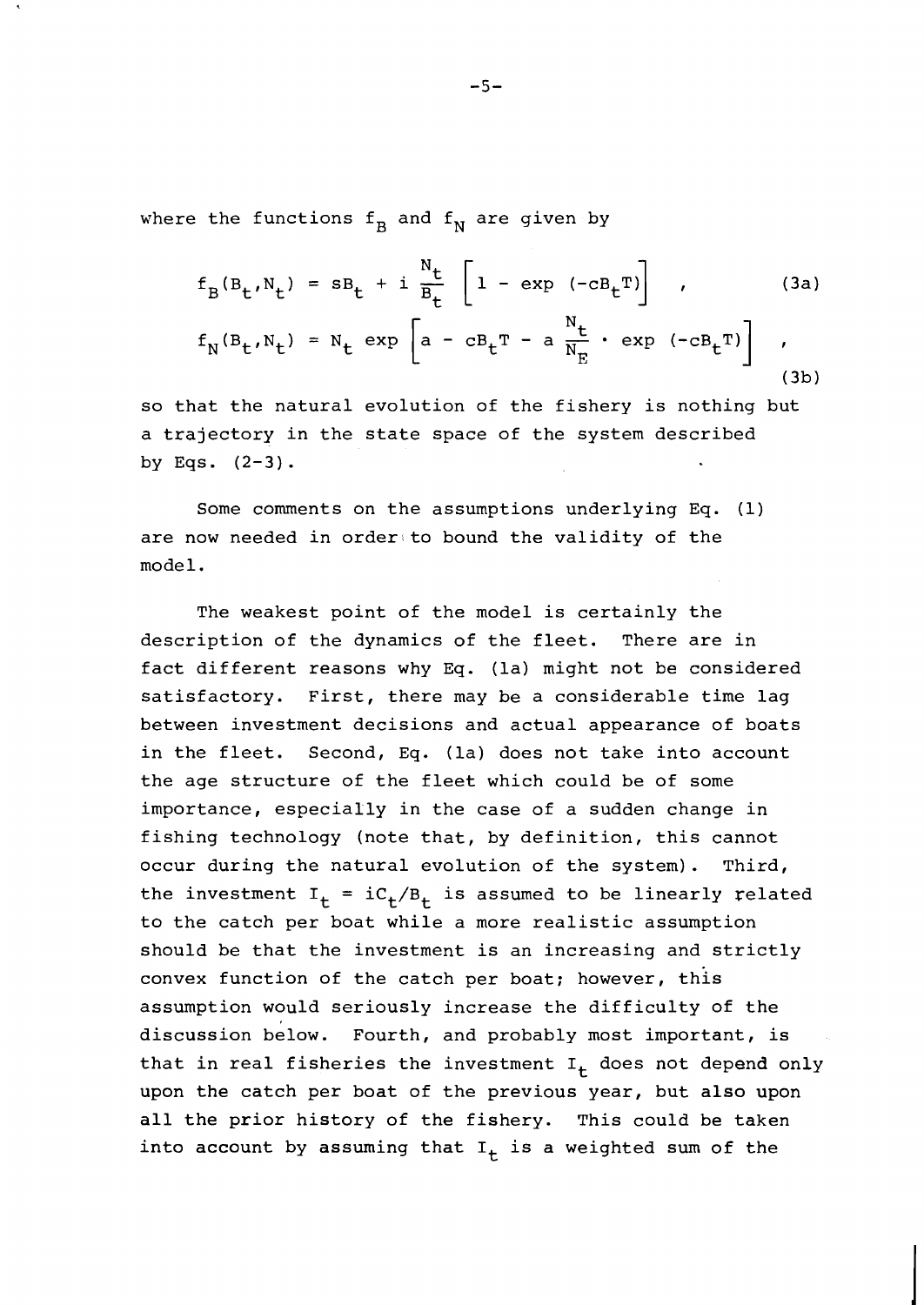where the functions $f_B$ and $f_N$ are given by

$$f_B(B_t, N_t) = sB_t + i \frac{N_t}{B_t} \left[ 1 - \exp(-cB_tT) \right] \quad , \tag{3a}$$

$$f_N(B_t, N_t) = N_t \exp \left[ a - cB_tT - a \frac{N_t}{N_E} \cdot \exp(-cB_tT) \right] \quad , \tag{3b}$$

so that the natural evolution of the fishery is nothing but a trajectory in the state space of the system described by Eqs. (2-3).

Some comments on the assumptions underlying Eq. (1) are now needed in order to bound the validity of the model.

The weakest point of the model is certainly the description of the dynamics of the fleet. There are in fact different reasons why Eq. (1a) might not be considered satisfactory. First, there may be a considerable time lag between investment decisions and actual appearance of boats in the fleet. Second, Eq. (1a) does not take into account the age structure of the fleet which could be of some importance, especially in the case of a sudden change in fishing technology (note that, by definition, this cannot occur during the natural evolution of the system). Third, the investment $I_t = iC_t/B_t$ is assumed to be linearly related to the catch per boat while a more realistic assumption should be that the investment is an increasing and strictly convex function of the catch per boat; however, this assumption would seriously increase the difficulty of the discussion below. Fourth, and probably most important, is that in real fisheries the investment $I_t$ does not depend only upon the catch per boat of the previous year, but also upon all the prior history of the fishery. This could be taken into account by assuming that $I_t$ is a weighted sum of the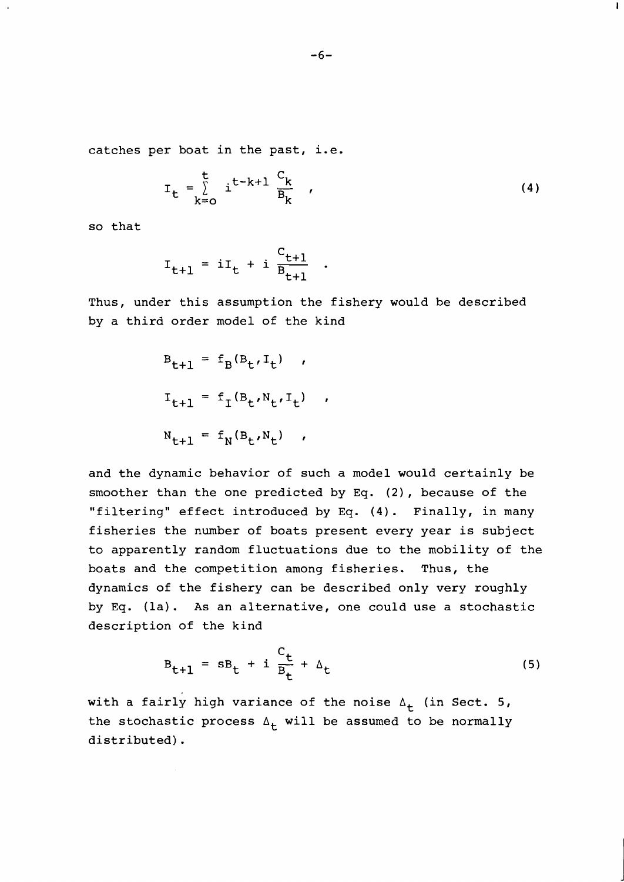catches per boat in the past, i.e.

$$I_t = \sum_{k=o}^{t} i^{t-k+1} \frac{C_k}{B_k} \quad , \tag{4}$$

so that

$$I_{t+1} = iI_t + i \frac{C_{t+1}}{B_{t+1}} \quad .$$

Thus, under this assumption the fishery would be described by a third order model of the kind

$$B_{t+1} = f_B(B_t, I_t) \quad ,$$

$$I_{t+1} = f_I(B_t, N_t, I_t) \quad ,$$

$$N_{t+1} = f_N(B_t, N_t) \quad ,$$

and the dynamic behavior of such a model would certainly be smoother than the one predicted by Eq. (2), because of the "filtering" effect introduced by Eq. (4). Finally, in many fisheries the number of boats present every year is subject to apparently random fluctuations due to the mobility of the boats and the competition among fisheries. Thus, the dynamics of the fishery can be described only very roughly by Eq. (1a). As an alternative, one could use a stochastic description of the kind

$$B_{t+1} = sB_t + i \frac{C_t}{B_t} + \Delta_t \tag{5}$$

with a fairly high variance of the noise $\Delta_t$ (in Sect. 5, the stochastic process $\Delta_t$ will be assumed to be normally distributed).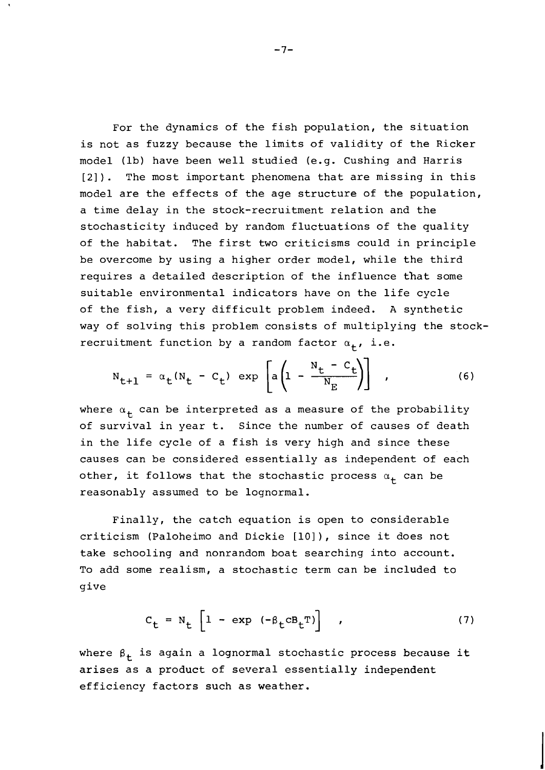For the dynamics of the fish population, the situation is not as fuzzy because the limits of validity of the Ricker model (1b) have been well studied (e.g. Cushing and Harris [2]). The most important phenomena that are missing in this model are the effects of the age structure of the population, a time delay in the stock-recruitment relation and the stochasticity induced by random fluctuations of the quality of the habitat. The first two criticisms could in principle be overcome by using a higher order model, while the third requires a detailed description of the influence that some suitable environmental indicators have on the life cycle of the fish, a very difficult problem indeed. A synthetic way of solving this problem consists of multiplying the stock-recruitment function by a random factor $\alpha_t$, i.e.

$$N_{t+1} = \alpha_t (N_t - C_t) \exp \left[ a \left( 1 - \frac{N_t - C_t}{N_E} \right) \right] \quad , \tag{6}$$

where $\alpha_t$ can be interpreted as a measure of the probability of survival in year t. Since the number of causes of death in the life cycle of a fish is very high and since these causes can be considered essentially as independent of each other, it follows that the stochastic process $\alpha_t$ can be reasonably assumed to be lognormal.

Finally, the catch equation is open to considerable criticism (Paloheimo and Dickie [10]), since it does not take schooling and nonrandom boat searching into account. To add some realism, a stochastic term can be included to give

$$C_t = N_t \left[ 1 - \exp \left( -\beta_t c B_t T \right) \right] \quad , \tag{7}$$

where $\beta_t$ is again a lognormal stochastic process because it arises as a product of several essentially independent efficiency factors such as weather.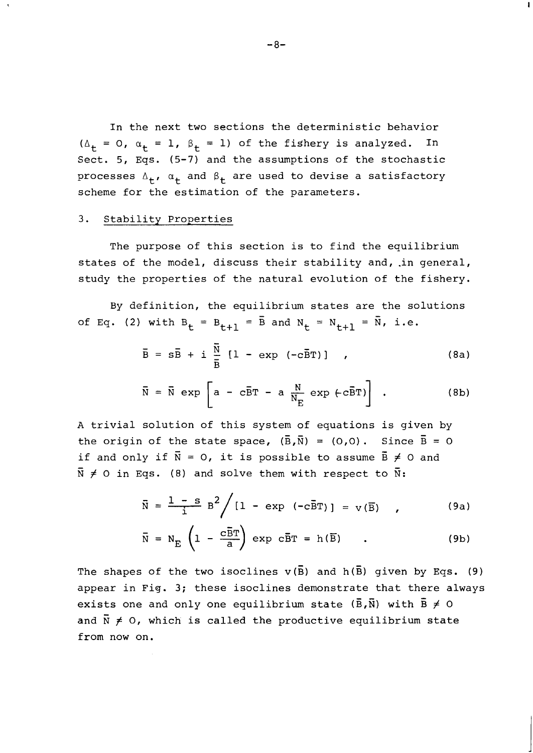In the next two sections the deterministic behavior ($\Delta_t = 0$, $\alpha_t = 1$, $\beta_t = 1$) of the fishery is analyzed. In Sect. 5, Eqs. (5-7) and the assumptions of the stochastic processes $\Delta_t$, $\alpha_t$ and $\beta_t$ are used to devise a satisfactory scheme for the estimation of the parameters.

## 3. Stability Properties

The purpose of this section is to find the equilibrium states of the model, discuss their stability and, in general, study the properties of the natural evolution of the fishery.

By definition, the equilibrium states are the solutions of Eq. (2) with $B_t = B_{t+1} = \bar{B}$ and $N_t = N_{t+1} = \bar{N}$, i.e.

$$\bar{B} = s\bar{B} + i \frac{\bar{N}}{\bar{B}} [1 - \exp(-c\bar{B}T)] \quad , \tag{8a}$$

$$\bar{N} = \bar{N} \exp \left[ a - c\bar{B}T - a \frac{N}{N_E} \exp(-c\bar{B}T) \right] \quad . \tag{8b}$$

A trivial solution of this system of equations is given by the origin of the state space, $(\bar{B},\bar{N}) = (0,0)$. Since $\bar{B} = 0$ if and only if $\bar{N} = 0$, it is possible to assume $\bar{B} \neq 0$ and $\bar{N} \neq 0$ in Eqs. (8) and solve them with respect to $\bar{N}$:

$$\bar{N} = \frac{1 - s}{i} B^2 \Big/ [1 - \exp(-c\bar{B}T)] = v(\bar{B}) \quad , \tag{9a}$$

$$\bar{N} = N_E \left(1 - \frac{c\bar{B}T}{a}\right) \exp c\bar{B}T = h(\bar{B}) \quad . \tag{9b}$$

The shapes of the two isoclines $v(\bar{B})$ and $h(\bar{B})$ given by Eqs. (9) appear in Fig. 3; these isoclines demonstrate that there always exists one and only one equilibrium state $(\bar{B},\bar{N})$ with $\bar{B} \neq 0$ and $\bar{N} \neq 0$, which is called the productive equilibrium state from now on.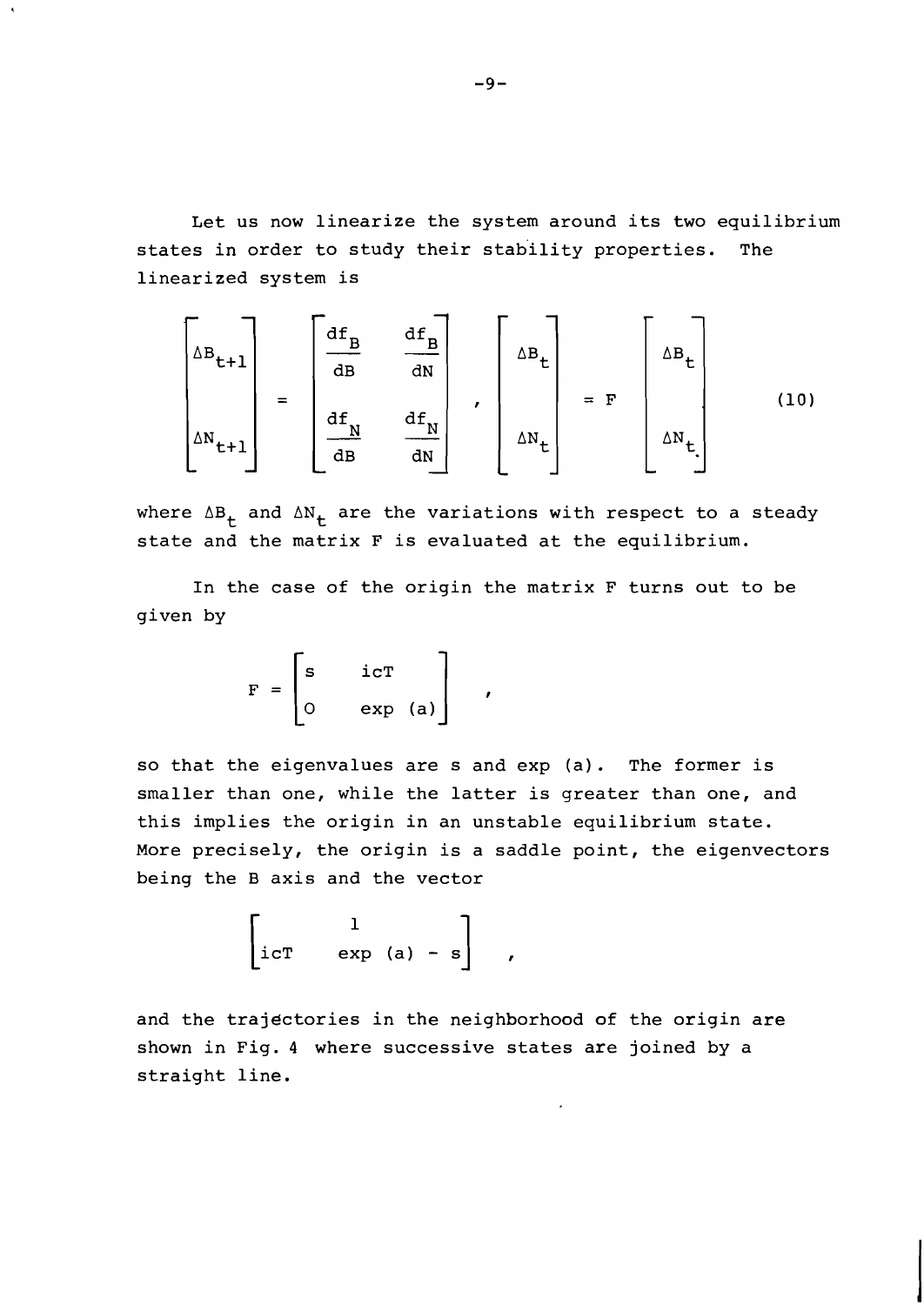Let us now linearize the system around its two equilibrium states in order to study their stability properties. The linearized system is

$$\begin{bmatrix} \Delta B_{t+1} \\ \\ \Delta N_{t+1} \end{bmatrix} = \begin{bmatrix} \dfrac{df_B}{dB} & \dfrac{df_B}{dN} \\ \\ \dfrac{df_N}{dB} & \dfrac{df_N}{dN} \end{bmatrix} , \begin{bmatrix} \Delta B_t \\ \\ \Delta N_t \end{bmatrix} = F \begin{bmatrix} \Delta B_t \\ \\ \Delta N_t \end{bmatrix} \qquad (10)$$

where $\Delta B_t$ and $\Delta N_t$ are the variations with respect to a steady state and the matrix F is evaluated at the equilibrium.

In the case of the origin the matrix F turns out to be given by

$$F = \begin{bmatrix} s & icT \\ 0 & \exp(a) \end{bmatrix} ,$$

so that the eigenvalues are s and exp (a). The former is smaller than one, while the latter is greater than one, and this implies the origin in an unstable equilibrium state. More precisely, the origin is a saddle point, the eigenvectors being the B axis and the vector

$$\begin{bmatrix} & 1 & \\ icT & & \exp(a) - s \end{bmatrix} ,$$

and the trajectories in the neighborhood of the origin are shown in Fig. 4 where successive states are joined by a straight line.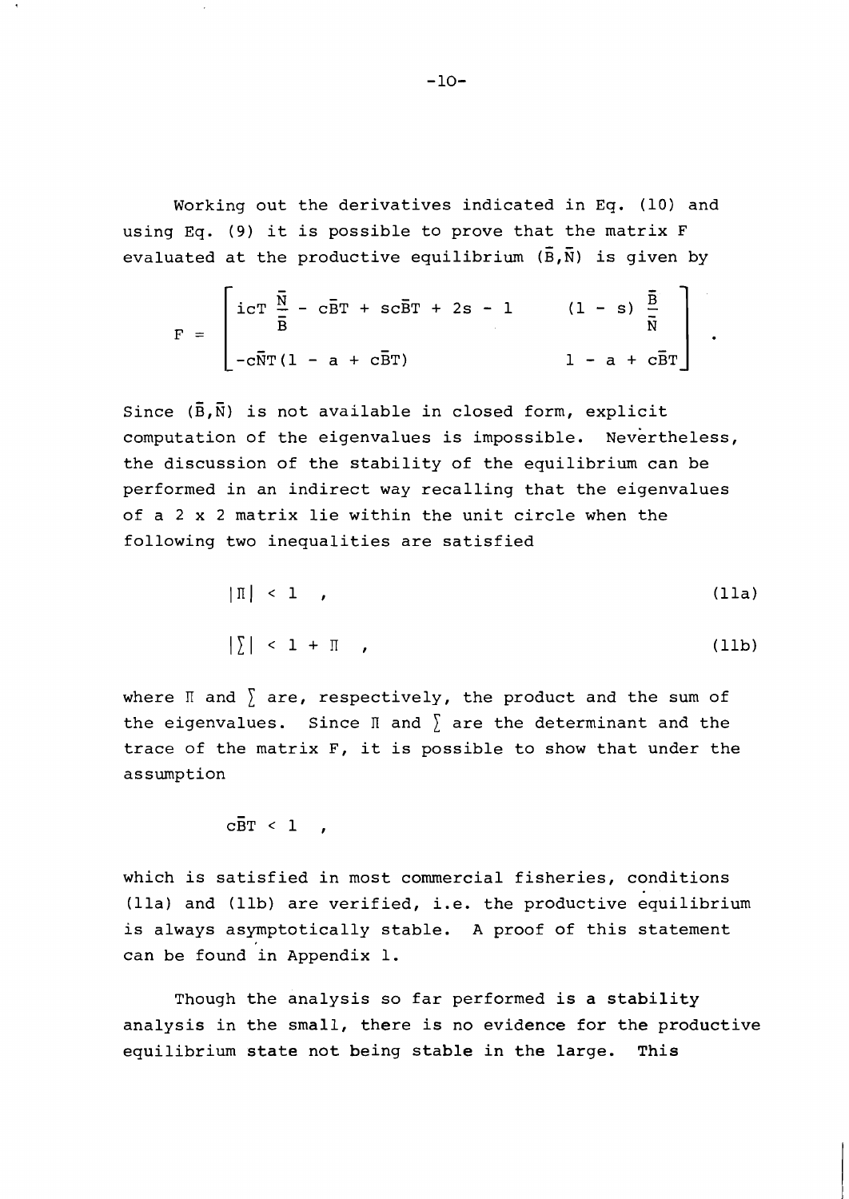Working out the derivatives indicated in Eq. (10) and using Eq. (9) it is possible to prove that the matrix F evaluated at the productive equilibrium $(\bar{B},\bar{N})$ is given by

$$
F = \begin{bmatrix} icT\dfrac{\bar{N}}{\bar{B}} - c\bar{B}T + sc\bar{B}T + 2s - 1 & (1-s)\dfrac{\bar{B}}{\bar{N}} \\ -c\bar{N}T(1 - a + c\bar{B}T) & 1 - a + c\bar{B}T \end{bmatrix} .
$$

Since $(\bar{B},\bar{N})$ is not available in closed form, explicit computation of the eigenvalues is impossible. Nevertheless, the discussion of the stability of the equilibrium can be performed in an indirect way recalling that the eigenvalues of a 2 x 2 matrix lie within the unit circle when the following two inequalities are satisfied

$$
|\Pi| < 1 \quad , \tag{11a}
$$

$$
|\Sigma| < 1 + \Pi \quad , \tag{11b}
$$

where $\Pi$ and $\Sigma$ are, respectively, the product and the sum of the eigenvalues. Since $\Pi$ and $\Sigma$ are the determinant and the trace of the matrix F, it is possible to show that under the assumption

$$
c\bar{B}T < 1 \quad ,
$$

which is satisfied in most commercial fisheries, conditions (11a) and (11b) are verified, i.e. the productive equilibrium is always asymptotically stable. A proof of this statement can be found in Appendix 1.

Though the analysis so far performed is a stability analysis in the small, there is no evidence for the productive equilibrium state not being stable in the large. This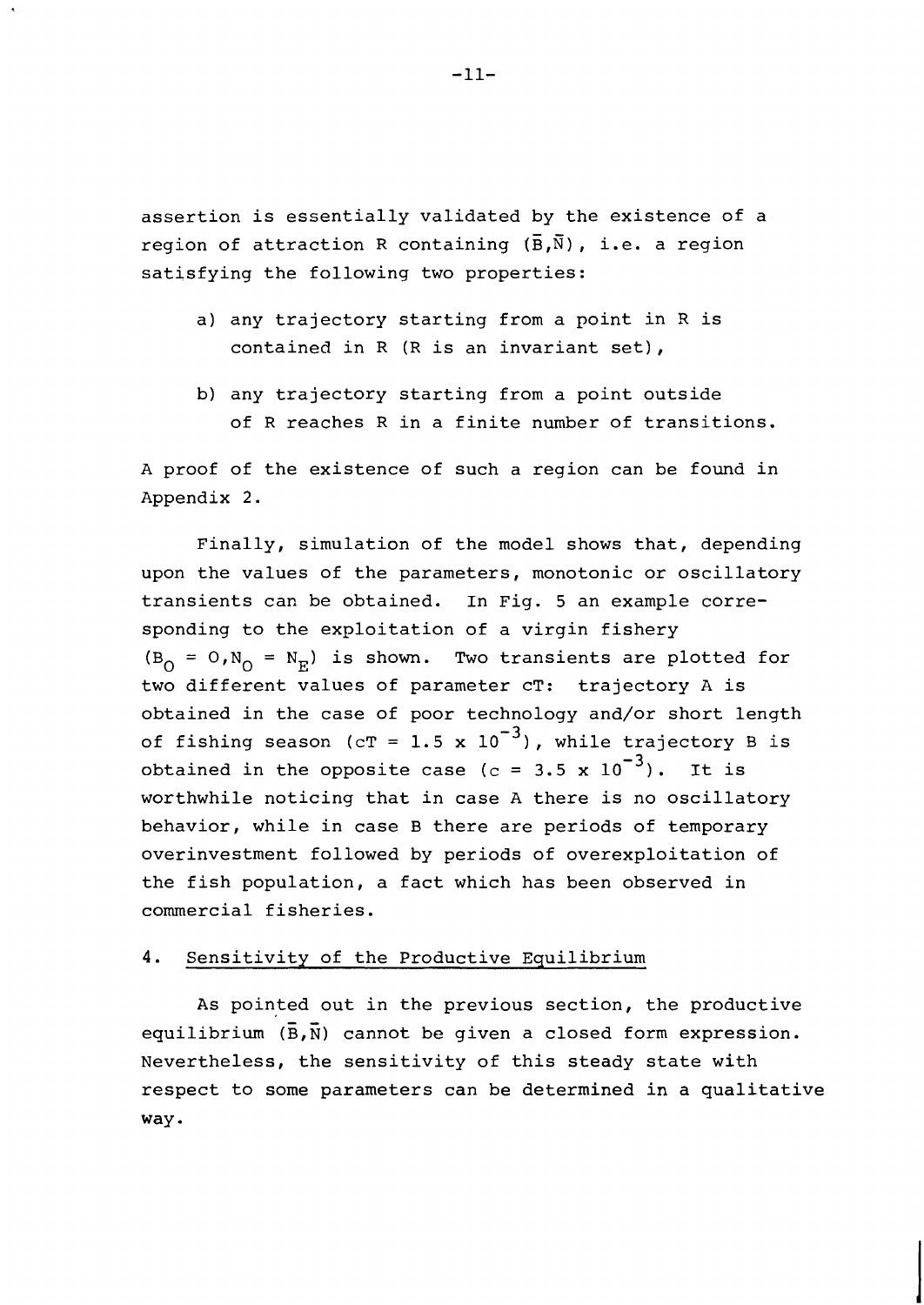assertion is essentially validated by the existence of a region of attraction R containing $(\bar{B},\bar{N})$, i.e. a region satisfying the following two properties:

a) any trajectory starting from a point in R is contained in R (R is an invariant set),

b) any trajectory starting from a point outside of R reaches R in a finite number of transitions.

A proof of the existence of such a region can be found in Appendix 2.

Finally, simulation of the model shows that, depending upon the values of the parameters, monotonic or oscillatory transients can be obtained. In Fig. 5 an example corresponding to the exploitation of a virgin fishery $(B_O = 0, N_O = N_E)$ is shown. Two transients are plotted for two different values of parameter cT: trajectory A is obtained in the case of poor technology and/or short length of fishing season ($cT = 1.5 \times 10^{-3}$), while trajectory B is obtained in the opposite case ($c = 3.5 \times 10^{-3}$). It is worthwhile noticing that in case A there is no oscillatory behavior, while in case B there are periods of temporary overinvestment followed by periods of overexploitation of the fish population, a fact which has been observed in commercial fisheries.

## 4. Sensitivity of the Productive Equilibrium

As pointed out in the previous section, the productive equilibrium $(\bar{B},\bar{N})$ cannot be given a closed form expression. Nevertheless, the sensitivity of this steady state with respect to some parameters can be determined in a qualitative way.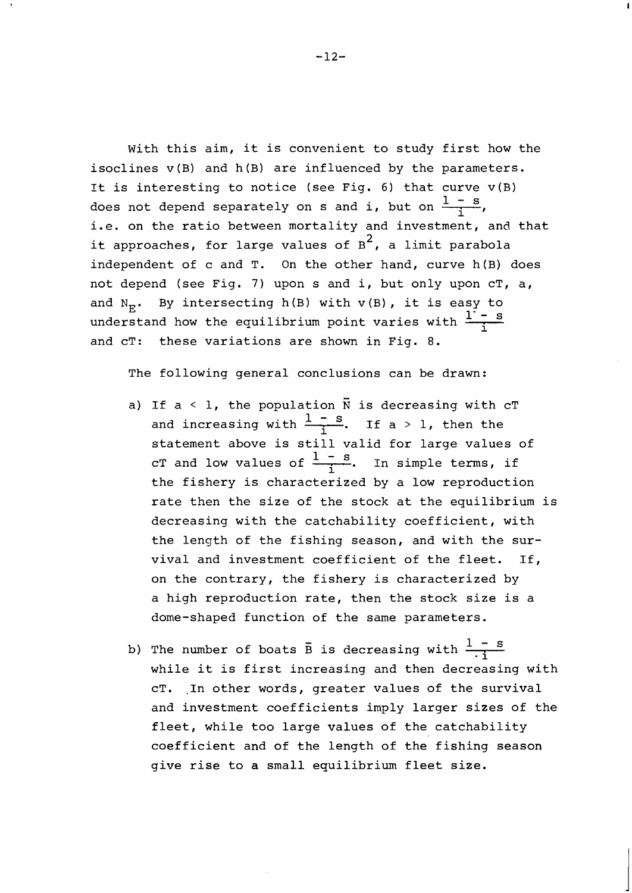With this aim, it is convenient to study first how the isoclines $v(B)$ and $h(B)$ are influenced by the parameters. It is interesting to notice (see Fig. 6) that curve $v(B)$ does not depend separately on $s$ and $i$, but on $\frac{1-s}{i}$, i.e. on the ratio between mortality and investment, and that it approaches, for large values of $B^2$, a limit parabola independent of $c$ and $T$. On the other hand, curve $h(B)$ does not depend (see Fig. 7) upon $s$ and $i$, but only upon $cT$, $a$, and $N_E$. By intersecting $h(B)$ with $v(B)$, it is easy to understand how the equilibrium point varies with $\frac{1-s}{i}$ and $cT$: these variations are shown in Fig. 8.

The following general conclusions can be drawn:

a) If $a < 1$, the population $\bar{N}$ is decreasing with $cT$ and increasing with $\frac{1-s}{i}$. If $a > 1$, then the statement above is still valid for large values of $cT$ and low values of $\frac{1-s}{i}$. In simple terms, if the fishery is characterized by a low reproduction rate then the size of the stock at the equilibrium is decreasing with the catchability coefficient, with the length of the fishing season, and with the survival and investment coefficient of the fleet. If, on the contrary, the fishery is characterized by a high reproduction rate, then the stock size is a dome-shaped function of the same parameters.

b) The number of boats $\bar{B}$ is decreasing with $\frac{1-s}{i}$ while it is first increasing and then decreasing with $cT$. In other words, greater values of the survival and investment coefficients imply larger sizes of the fleet, while too large values of the catchability coefficient and of the length of the fishing season give rise to a small equilibrium fleet size.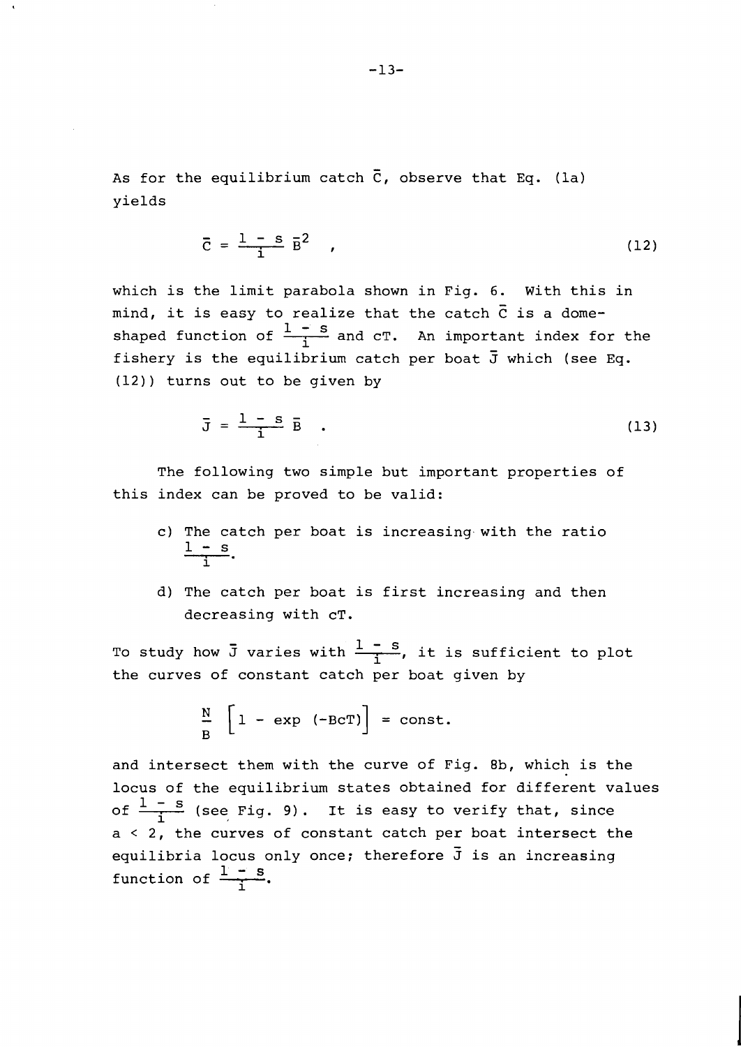As for the equilibrium catch $\bar{C}$, observe that Eq. (1a) yields

$$\bar{C} = \frac{1 - s}{i} \bar{B}^2 \quad , \tag{12}$$

which is the limit parabola shown in Fig. 6. With this in mind, it is easy to realize that the catch $\bar{C}$ is a dome-shaped function of $\frac{1 - s}{i}$ and cT. An important index for the fishery is the equilibrium catch per boat $\bar{J}$ which (see Eq. (12)) turns out to be given by

$$\bar{J} = \frac{1 - s}{i} \bar{B} \quad . \tag{13}$$

The following two simple but important properties of this index can be proved to be valid:

c) The catch per boat is increasing with the ratio $\frac{1 - s}{i}$.

d) The catch per boat is first increasing and then decreasing with cT.

To study how $\bar{J}$ varies with $\frac{1 - s}{i}$, it is sufficient to plot the curves of constant catch per boat given by

$$\frac{N}{B} \left[ 1 - \exp\left(-BcT\right) \right] = \text{const.}$$

and intersect them with the curve of Fig. 8b, which is the locus of the equilibrium states obtained for different values of $\frac{1 - s}{i}$ (see Fig. 9). It is easy to verify that, since $a < 2$, the curves of constant catch per boat intersect the equilibria locus only once; therefore $\bar{J}$ is an increasing function of $\frac{1 - s}{i}$.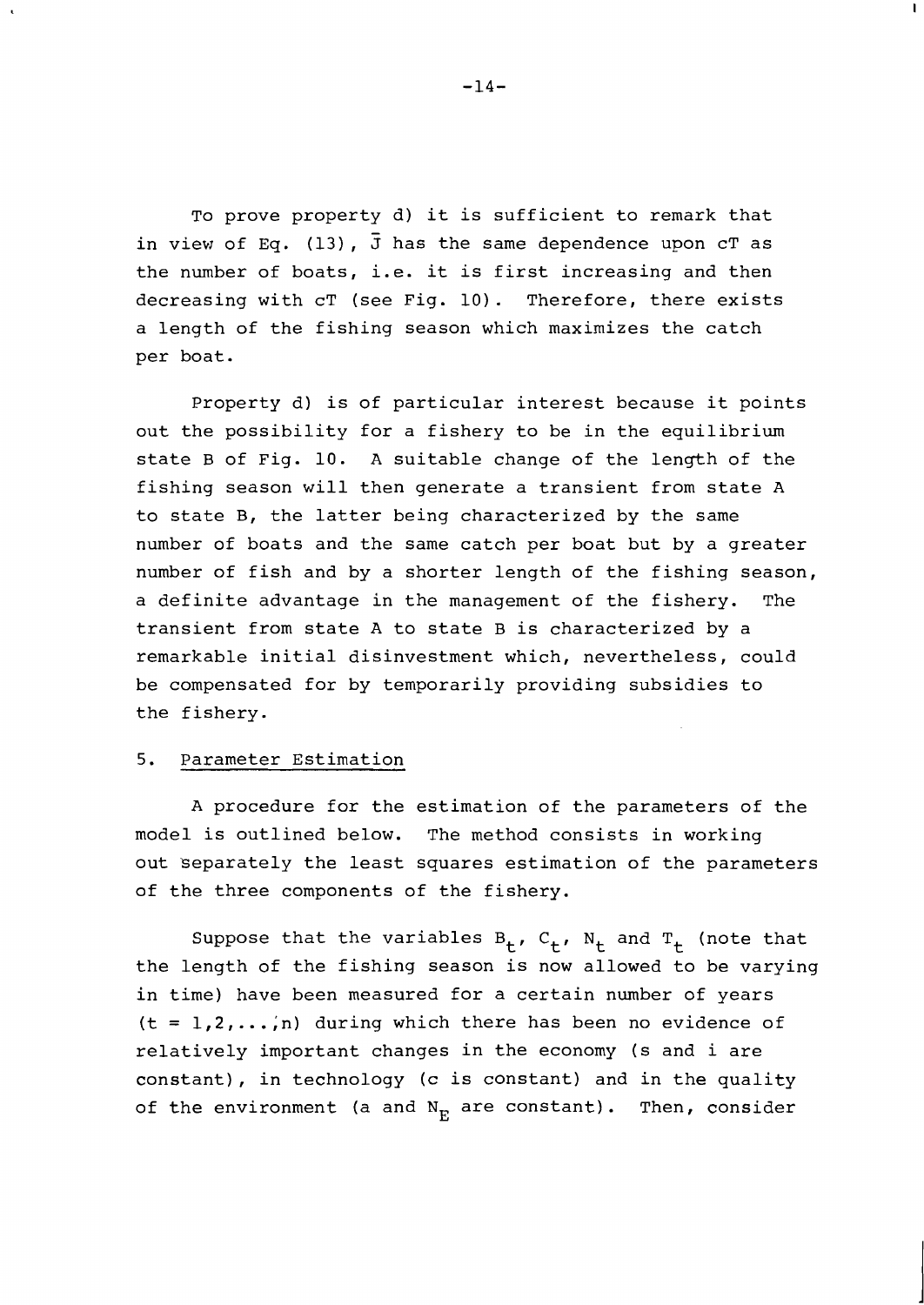To prove property d) it is sufficient to remark that in view of Eq. (13), $\bar{J}$ has the same dependence upon cT as the number of boats, i.e. it is first increasing and then decreasing with cT (see Fig. 10). Therefore, there exists a length of the fishing season which maximizes the catch per boat.

Property d) is of particular interest because it points out the possibility for a fishery to be in the equilibrium state B of Fig. 10. A suitable change of the length of the fishing season will then generate a transient from state A to state B, the latter being characterized by the same number of boats and the same catch per boat but by a greater number of fish and by a shorter length of the fishing season, a definite advantage in the management of the fishery. The transient from state A to state B is characterized by a remarkable initial disinvestment which, nevertheless, could be compensated for by temporarily providing subsidies to the fishery.

## 5. Parameter Estimation

A procedure for the estimation of the parameters of the model is outlined below. The method consists in working out separately the least squares estimation of the parameters of the three components of the fishery.

Suppose that the variables $B_t$, $C_t$, $N_t$ and $T_t$ (note that the length of the fishing season is now allowed to be varying in time) have been measured for a certain number of years ($t = 1,2,\ldots,n$) during which there has been no evidence of relatively important changes in the economy (s and i are constant), in technology (c is constant) and in the quality of the environment (a and $N_E$ are constant). Then, consider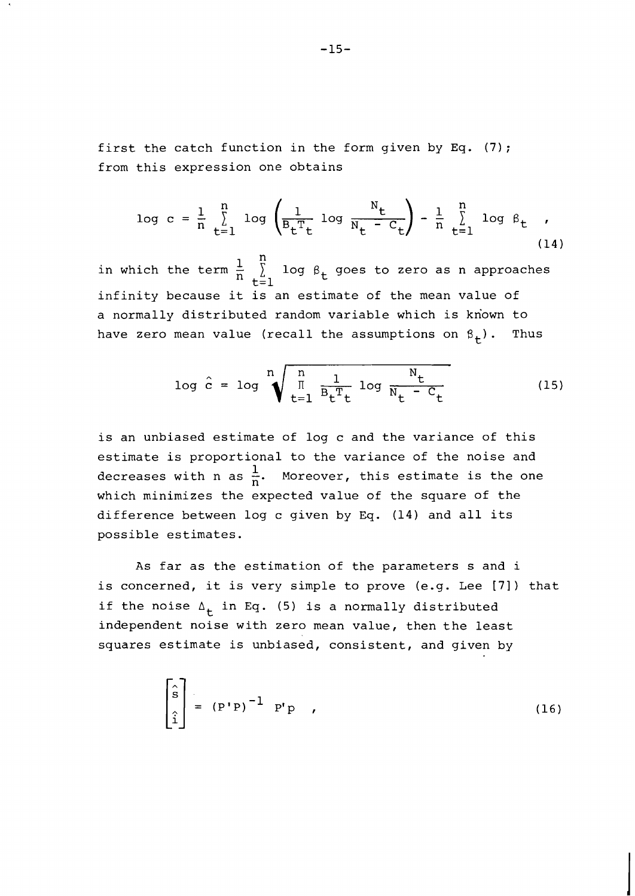first the catch function in the form given by Eq. (7); from this expression one obtains

$$\log c = \frac{1}{n} \sum_{t=1}^{n} \log \left( \frac{1}{B_t T_t} \log \frac{N_t}{N_t - C_t} \right) - \frac{1}{n} \sum_{t=1}^{n} \log \beta_t \quad , \tag{14}$$

in which the term $\frac{1}{n} \sum_{t=1}^{n} \log \beta_t$ goes to zero as n approaches infinity because it is an estimate of the mean value of a normally distributed random variable which is known to have zero mean value (recall the assumptions on $\beta_t$). Thus

$$\log \hat{c} = \log \sqrt[n]{\prod_{t=1}^{n} \frac{1}{B_t T_t} \log \frac{N_t}{N_t - C_t}} \tag{15}$$

is an unbiased estimate of log c and the variance of this estimate is proportional to the variance of the noise and decreases with n as $\frac{1}{n}$. Moreover, this estimate is the one which minimizes the expected value of the square of the difference between log c given by Eq. (14) and all its possible estimates.

As far as the estimation of the parameters s and i is concerned, it is very simple to prove (e.g. Lee [7]) that if the noise $\Delta_t$ in Eq. (5) is a normally distributed independent noise with zero mean value, then the least squares estimate is unbiased, consistent, and given by

$$\begin{bmatrix} \hat{s} \\ \hat{i} \end{bmatrix} = (P'P)^{-1} \; P'p \quad , \tag{16}$$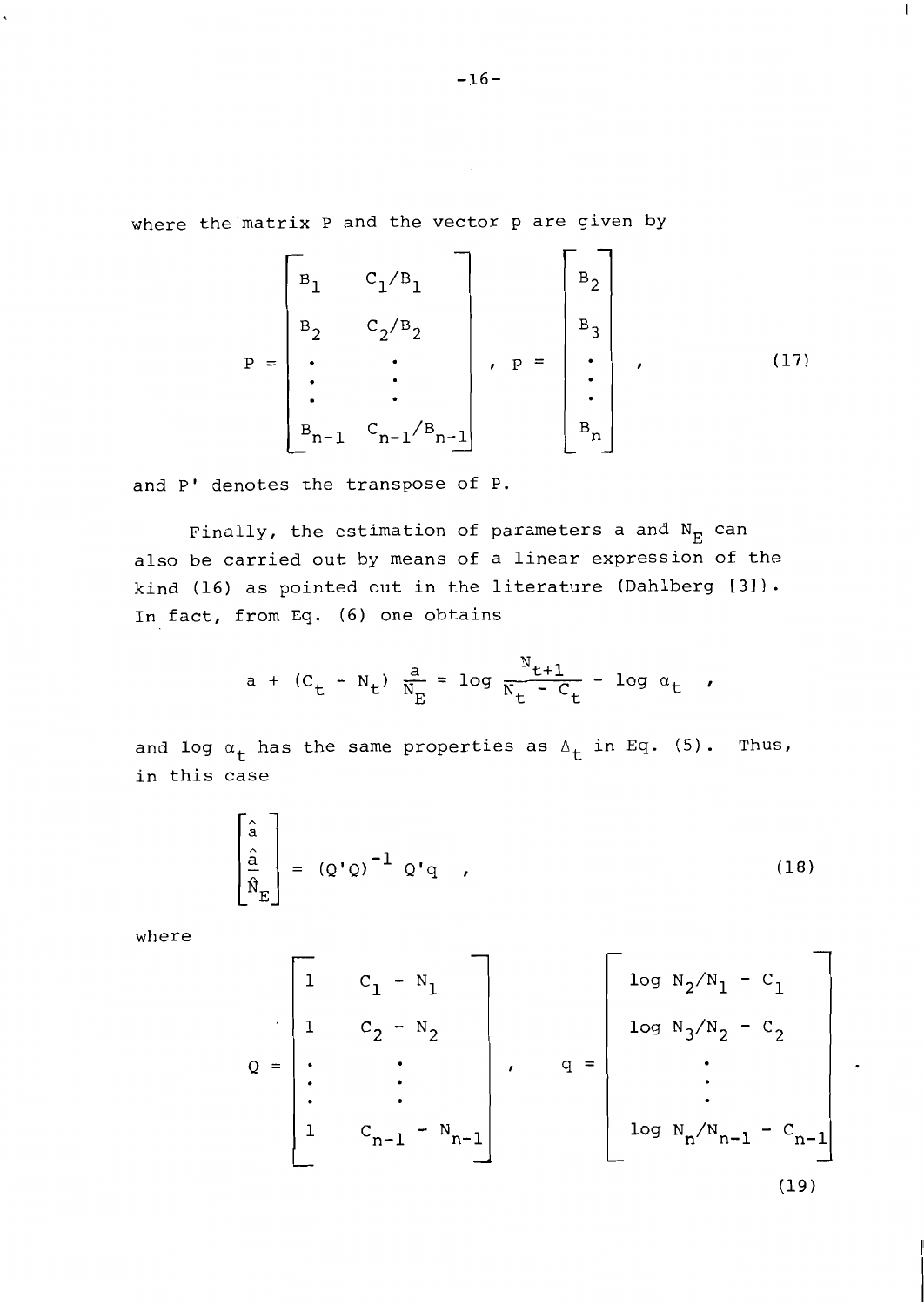where the matrix P and the vector p are given by

$$
P = \begin{bmatrix} B_1 & C_1/B_1 \\ B_2 & C_2/B_2 \\ \vdots & \vdots \\ B_{n-1} & C_{n-1}/B_{n-1} \end{bmatrix} , \quad p = \begin{bmatrix} B_2 \\ B_3 \\ \vdots \\ B_n \end{bmatrix} , \tag{17}
$$

and P' denotes the transpose of P.

Finally, the estimation of parameters a and $N_E$ can also be carried out by means of a linear expression of the kind (16) as pointed out in the literature (Dahlberg [3]). In fact, from Eq. (6) one obtains

$$
a + (C_t - N_t) \frac{a}{N_E} = \log \frac{N_{t+1}}{N_t - C_t} - \log \alpha_t \quad ,
$$

and $\log \alpha_t$ has the same properties as $\Delta_t$ in Eq. (5). Thus, in this case

$$
\begin{bmatrix} \hat{a} \\ \dfrac{\hat{a}}{\hat{N}_E} \end{bmatrix} = (Q'Q)^{-1} Q'q \quad , \tag{18}
$$

where

$$
Q = \begin{bmatrix} 1 & C_1 - N_1 \\ 1 & C_2 - N_2 \\ \vdots & \vdots \\ 1 & C_{n-1} - N_{n-1} \end{bmatrix} , \quad q = \begin{bmatrix} \log N_2/N_1 - C_1 \\ \log N_3/N_2 - C_2 \\ \vdots \\ \log N_n/N_{n-1} - C_{n-1} \end{bmatrix} . \tag{19}
$$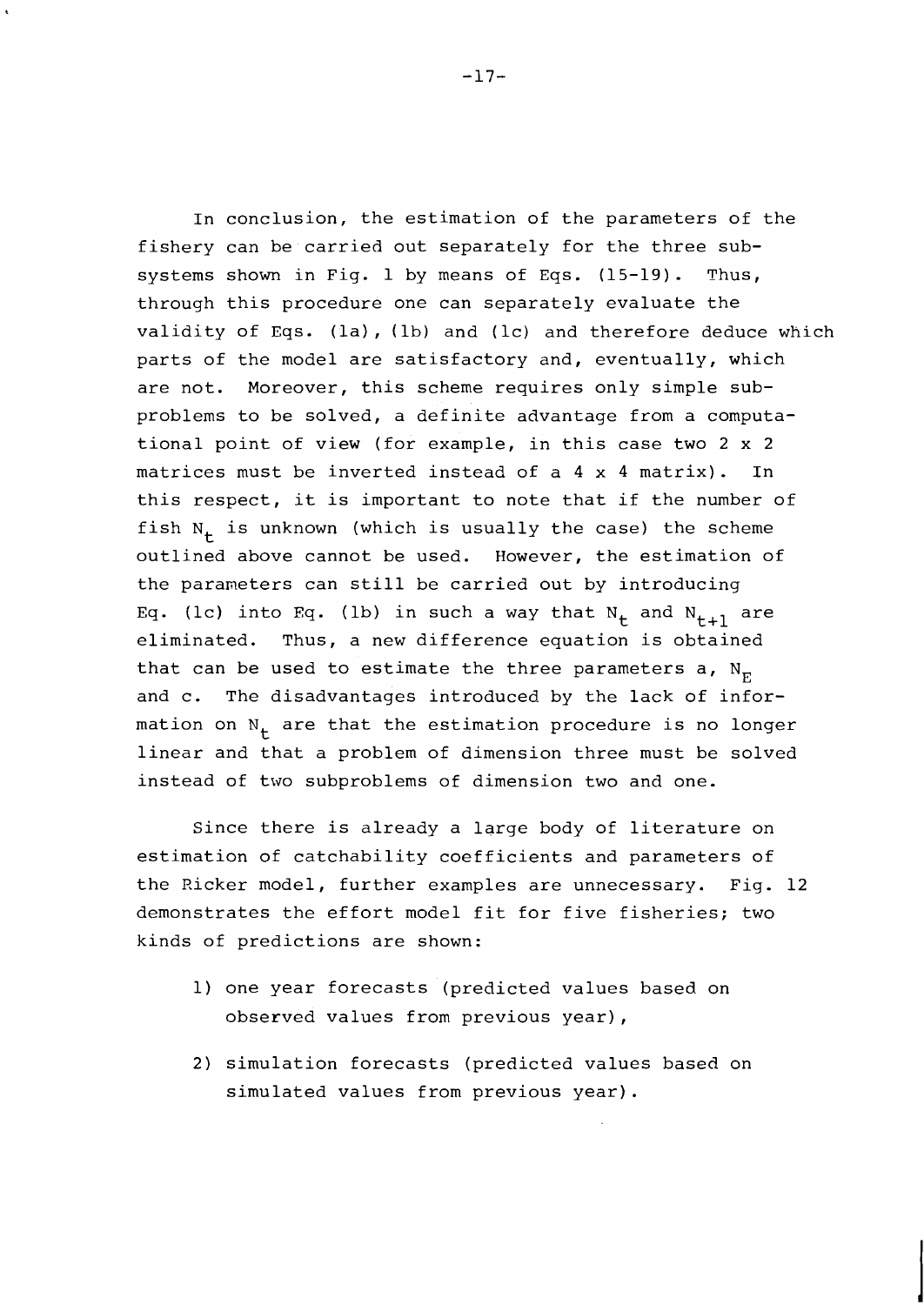In conclusion, the estimation of the parameters of the fishery can be carried out separately for the three subsystems shown in Fig. 1 by means of Eqs. (15-19). Thus, through this procedure one can separately evaluate the validity of Eqs. (1a), (1b) and (1c) and therefore deduce which parts of the model are satisfactory and, eventually, which are not. Moreover, this scheme requires only simple subproblems to be solved, a definite advantage from a computational point of view (for example, in this case two 2 x 2 matrices must be inverted instead of a 4 x 4 matrix). In this respect, it is important to note that if the number of fish $N_t$ is unknown (which is usually the case) the scheme outlined above cannot be used. However, the estimation of the parameters can still be carried out by introducing Eq. (1c) into Eq. (1b) in such a way that $N_t$ and $N_{t+1}$ are eliminated. Thus, a new difference equation is obtained that can be used to estimate the three parameters a, $N_E$ and c. The disadvantages introduced by the lack of information on $N_t$ are that the estimation procedure is no longer linear and that a problem of dimension three must be solved instead of two subproblems of dimension two and one.

Since there is already a large body of literature on estimation of catchability coefficients and parameters of the Ricker model, further examples are unnecessary. Fig. 12 demonstrates the effort model fit for five fisheries; two kinds of predictions are shown:

1) one year forecasts (predicted values based on observed values from previous year),

2) simulation forecasts (predicted values based on simulated values from previous year).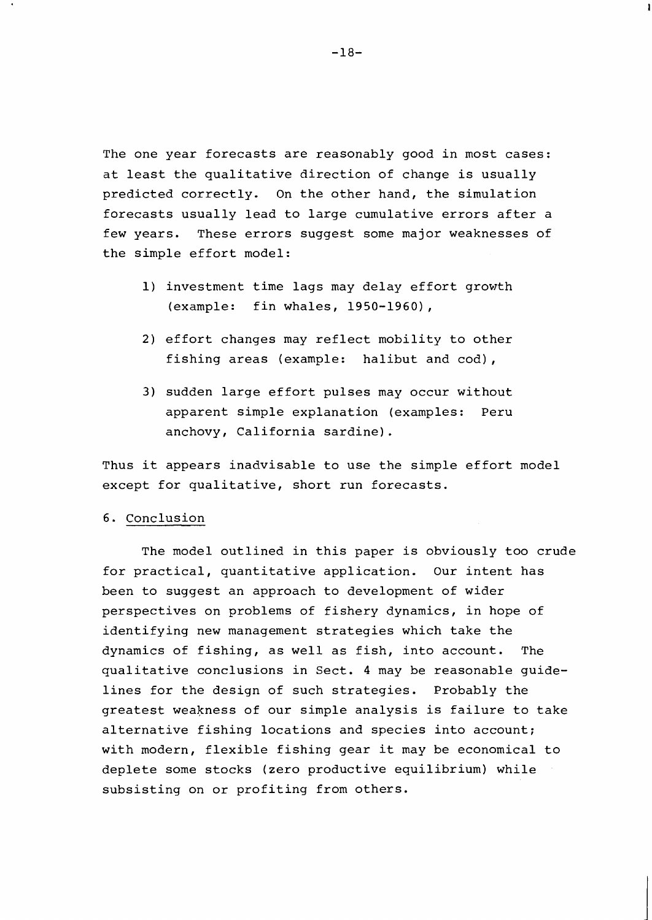The one year forecasts are reasonably good in most cases: at least the qualitative direction of change is usually predicted correctly. On the other hand, the simulation forecasts usually lead to large cumulative errors after a few years. These errors suggest some major weaknesses of the simple effort model:

1) investment time lags may delay effort growth (example: fin whales, 1950-1960),

2) effort changes may reflect mobility to other fishing areas (example: halibut and cod),

3) sudden large effort pulses may occur without apparent simple explanation (examples: Peru anchovy, California sardine).

Thus it appears inadvisable to use the simple effort model except for qualitative, short run forecasts.

## 6. Conclusion

The model outlined in this paper is obviously too crude for practical, quantitative application. Our intent has been to suggest an approach to development of wider perspectives on problems of fishery dynamics, in hope of identifying new management strategies which take the dynamics of fishing, as well as fish, into account. The qualitative conclusions in Sect. 4 may be reasonable guidelines for the design of such strategies. Probably the greatest weakness of our simple analysis is failure to take alternative fishing locations and species into account; with modern, flexible fishing gear it may be economical to deplete some stocks (zero productive equilibrium) while subsisting on or profiting from others.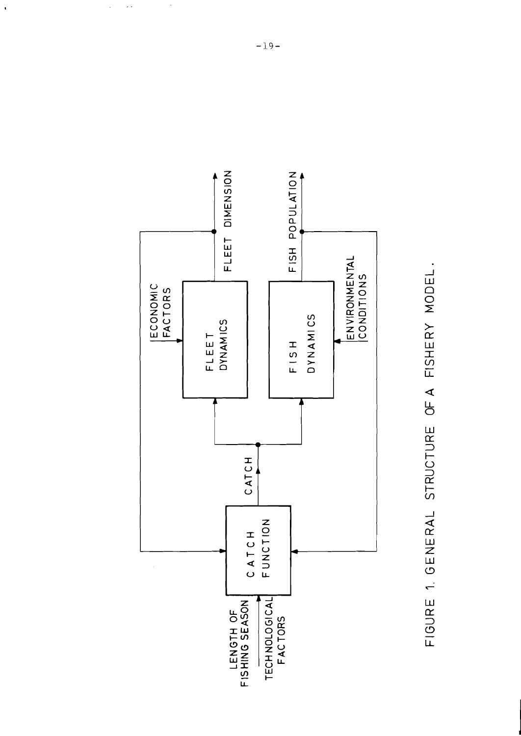FIGURE 1. GENERAL STRUCTURE OF A FISHERY MODEL.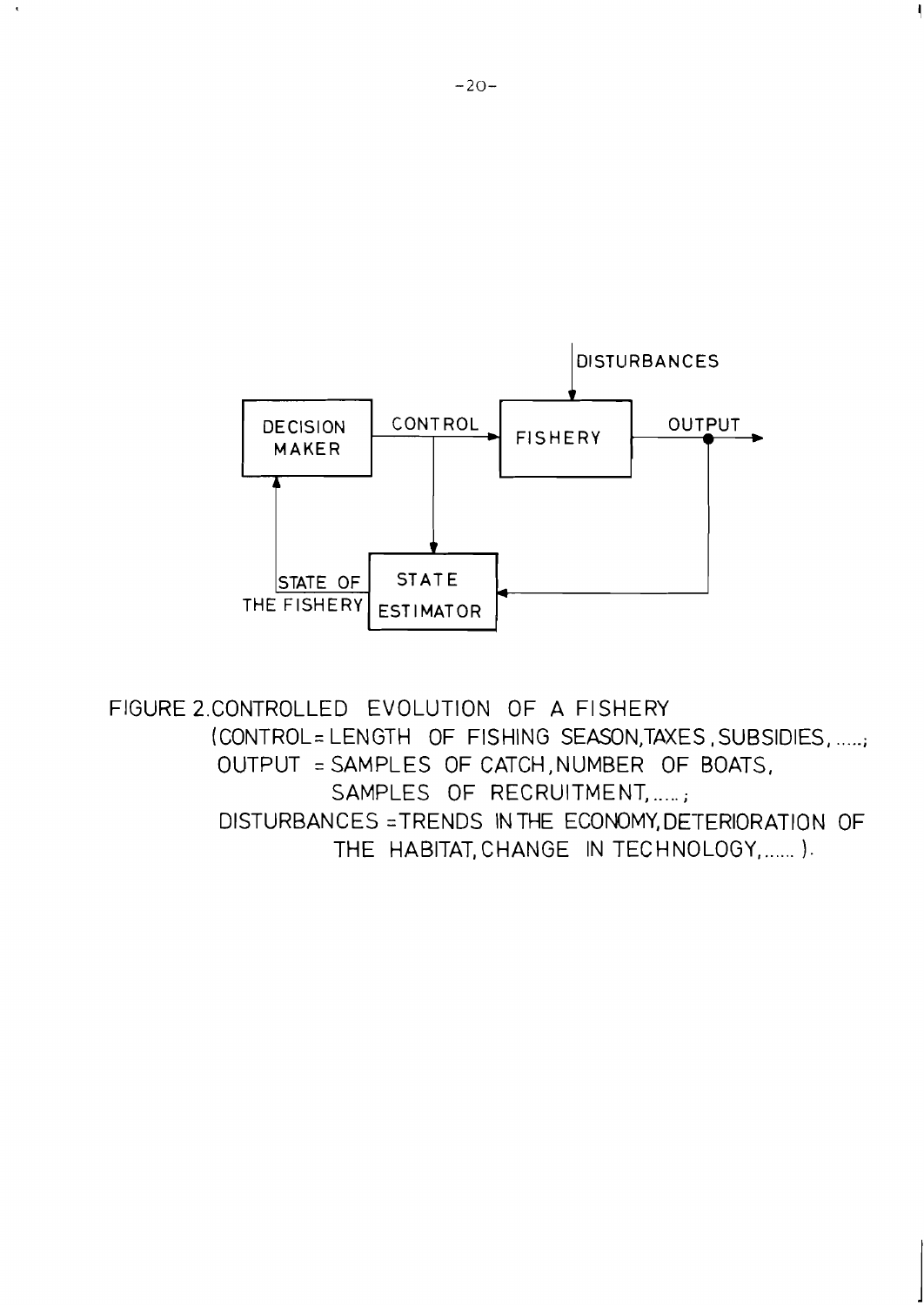DISTURBANCES

DECISION MAKER — CONTROL → FISHERY — OUTPUT →

STATE OF THE FISHERY — STATE ESTIMATOR

FIGURE 2. CONTROLLED EVOLUTION OF A FISHERY
(CONTROL = LENGTH OF FISHING SEASON, TAXES, SUBSIDIES, .....;
OUTPUT = SAMPLES OF CATCH, NUMBER OF BOATS, SAMPLES OF RECRUITMENT, .....;
DISTURBANCES = TRENDS IN THE ECONOMY, DETERIORATION OF THE HABITAT, CHANGE IN TECHNOLOGY, ...... ).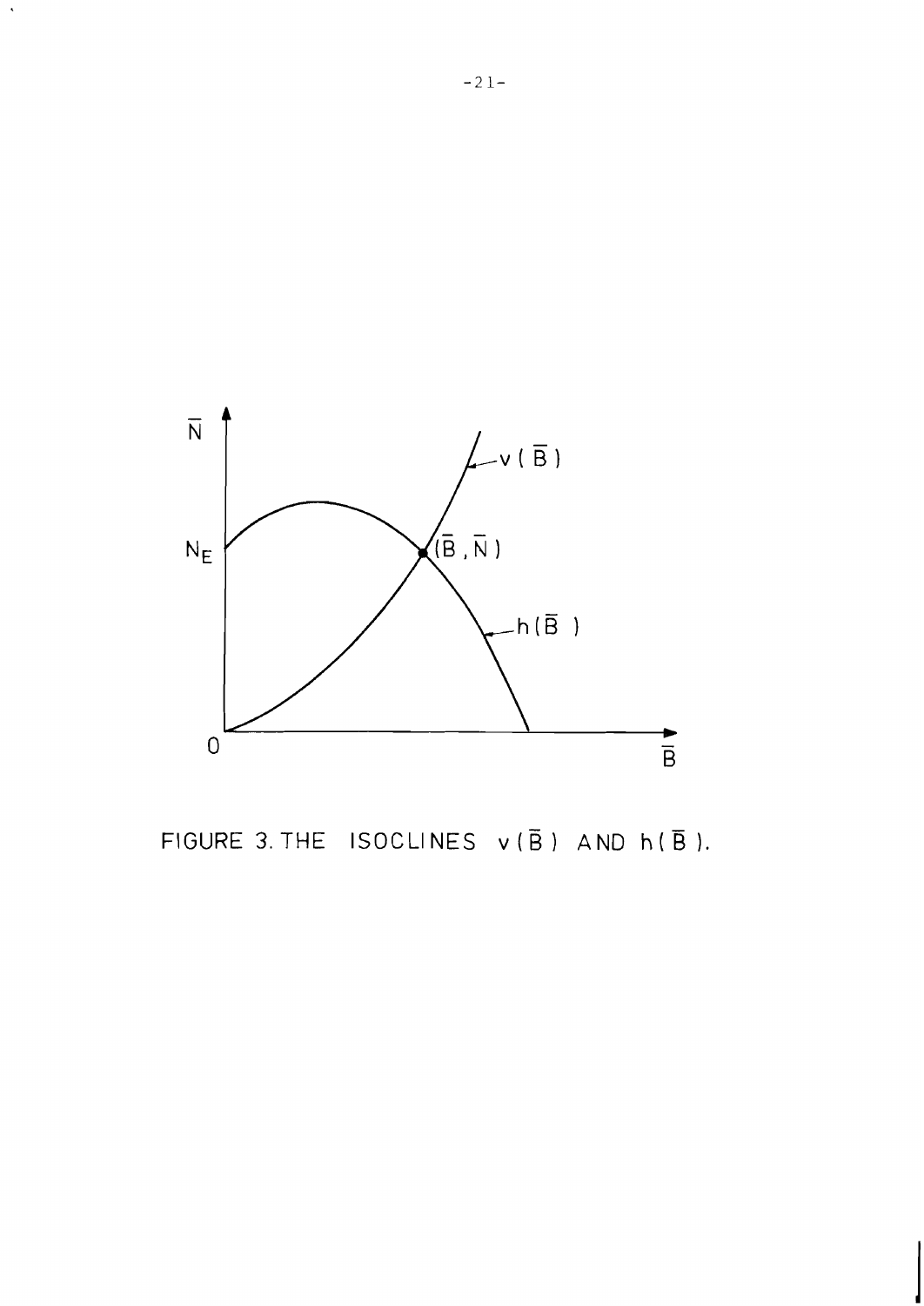FIGURE 3. THE ISOCLINES $v(\bar{B})$ AND $h(\bar{B})$.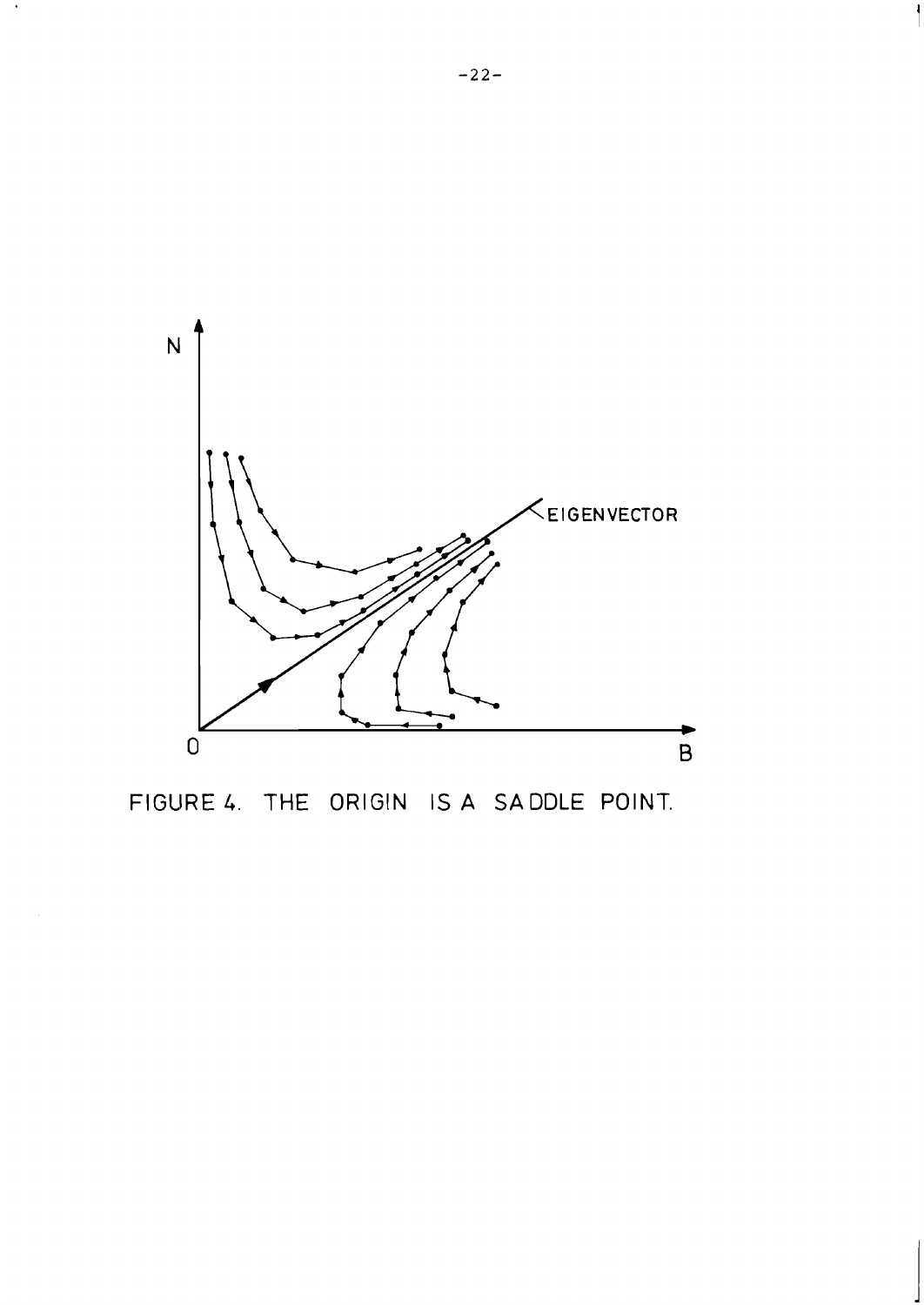FIGURE 4. THE ORIGIN IS A SADDLE POINT.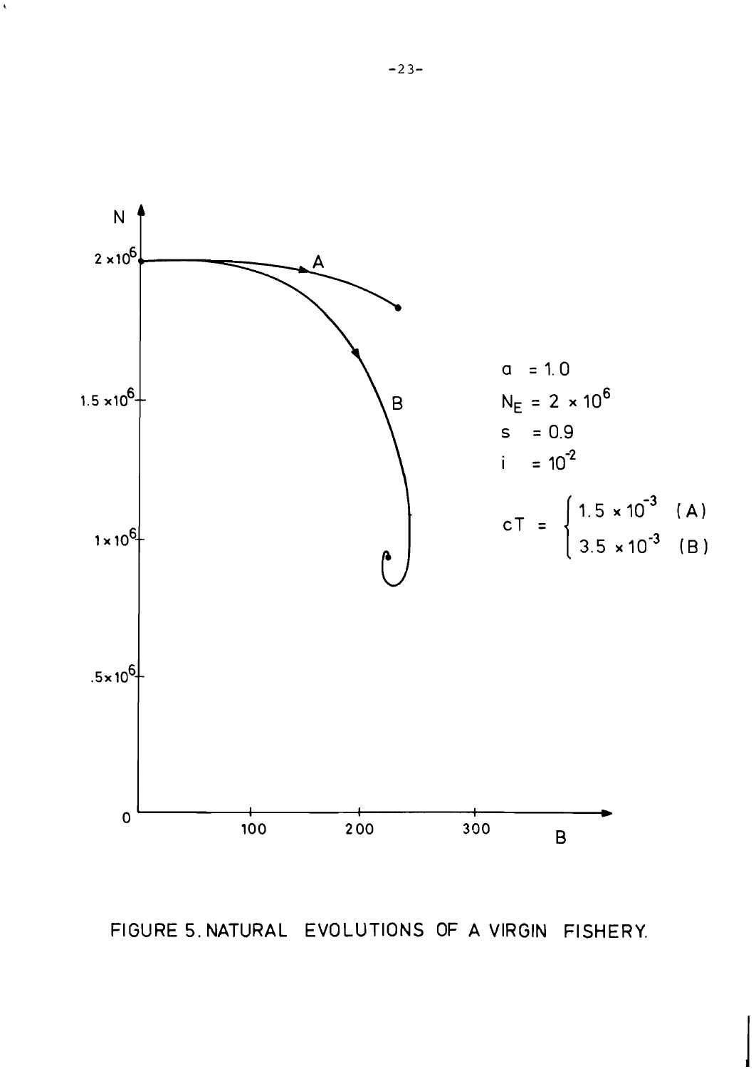FIGURE 5. NATURAL EVOLUTIONS OF A VIRGIN FISHERY.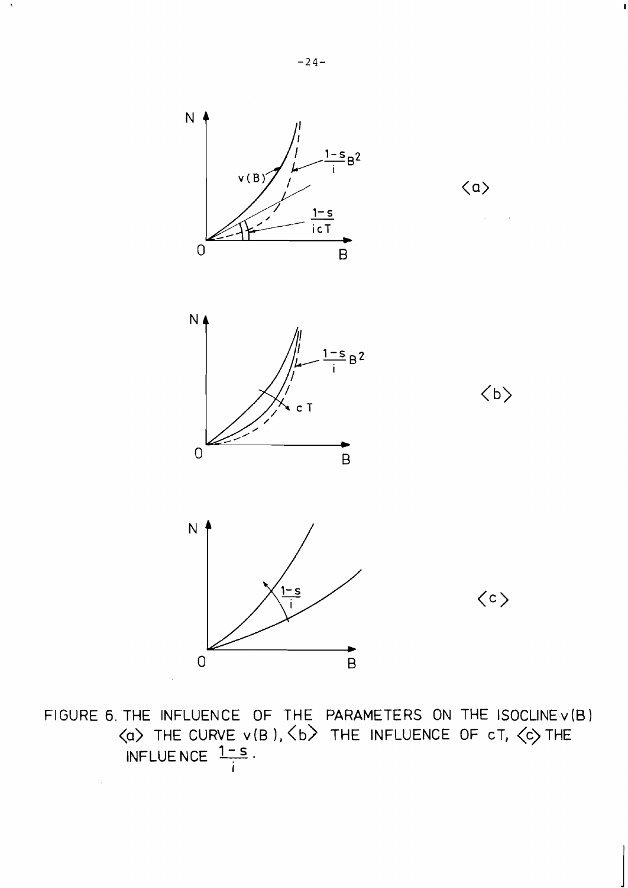FIGURE 6. THE INFLUENCE OF THE PARAMETERS ON THE ISOCLINE $v(B)$ ⟨a⟩ THE CURVE $v(B)$, ⟨b⟩ THE INFLUENCE OF $cT$, ⟨c⟩ THE INFLUENCE $\frac{1-s}{i}$.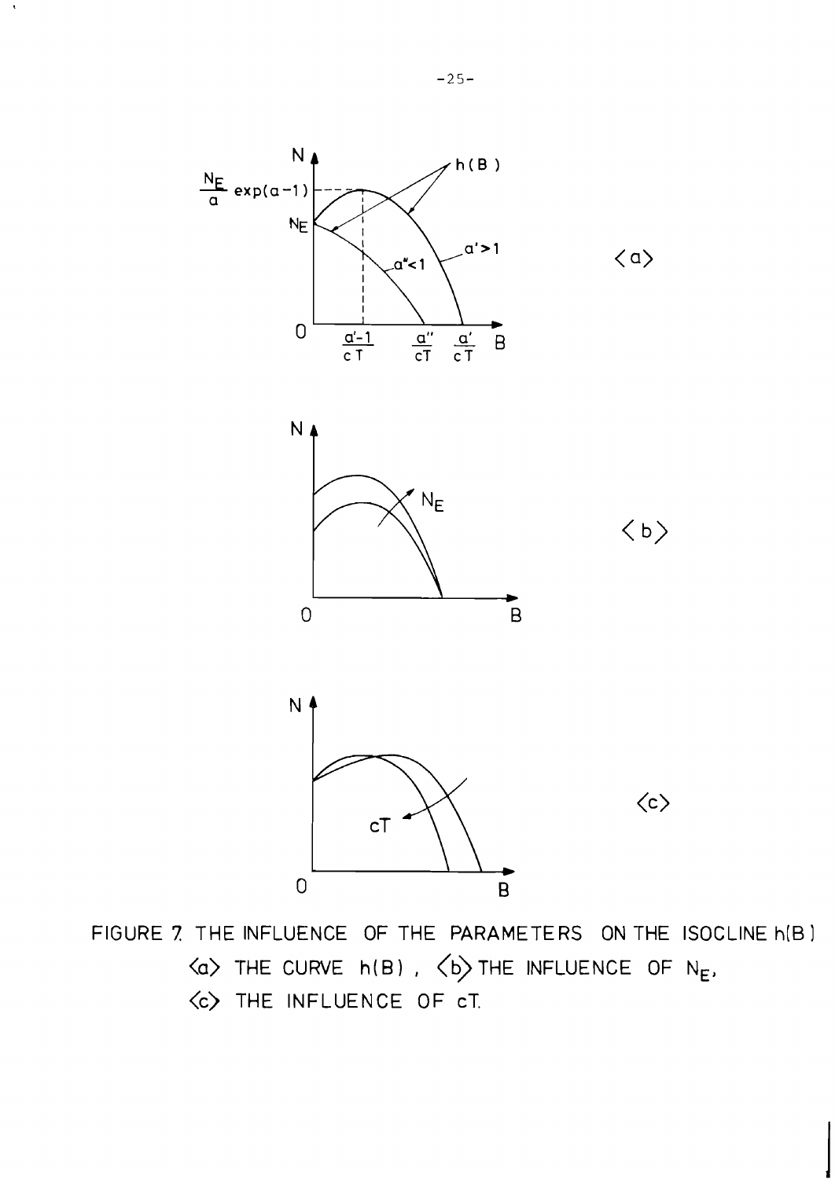FIGURE 7. THE INFLUENCE OF THE PARAMETERS ON THE ISOCLINE $h(B)$

<a> THE CURVE $h(B)$, <b> THE INFLUENCE OF $N_E$,

<c> THE INFLUENCE OF $cT$.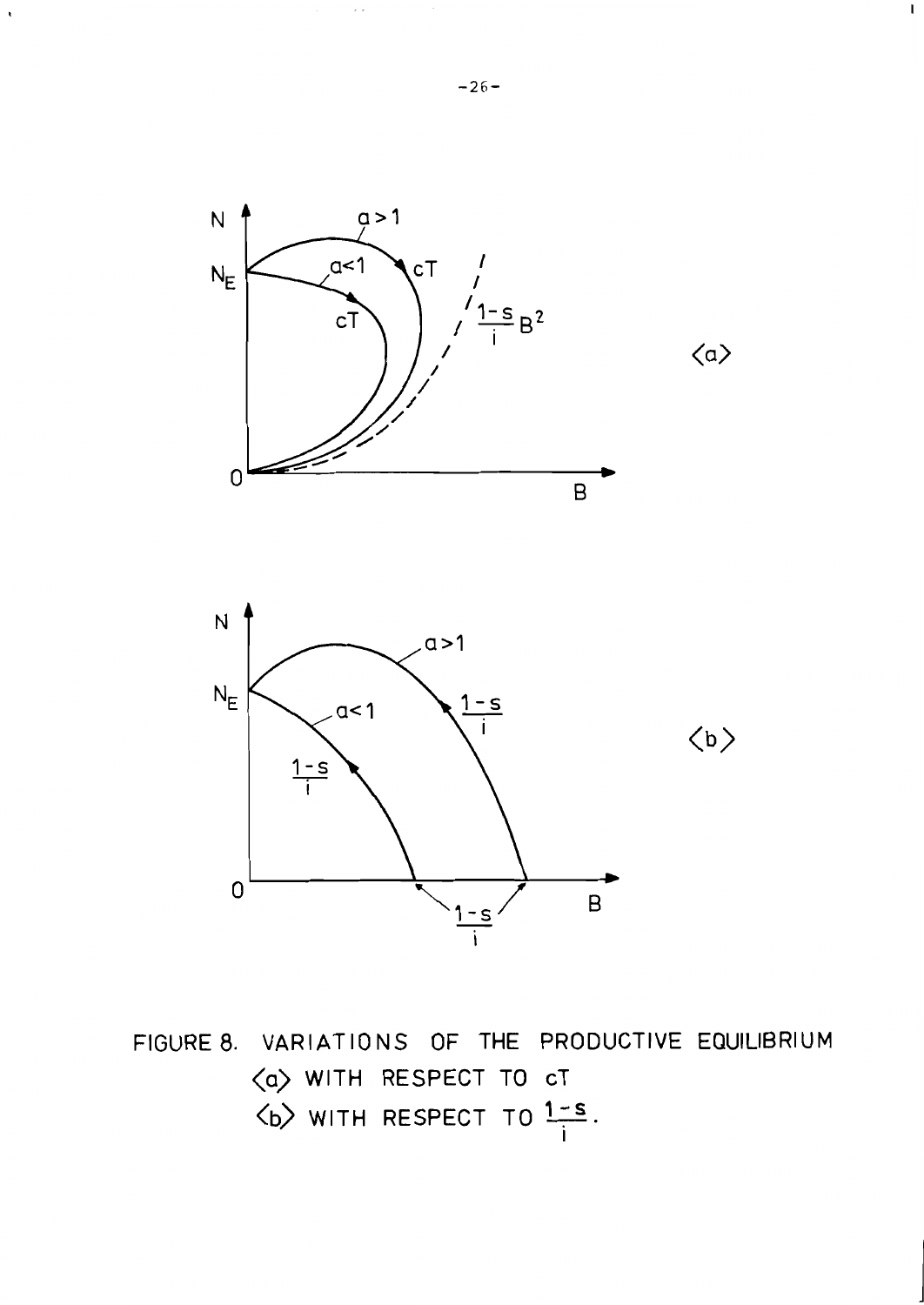FIGURE 8. VARIATIONS OF THE PRODUCTIVE EQUILIBRIUM

⟨a⟩ WITH RESPECT TO $cT$

⟨b⟩ WITH RESPECT TO $\frac{1-s}{i}$.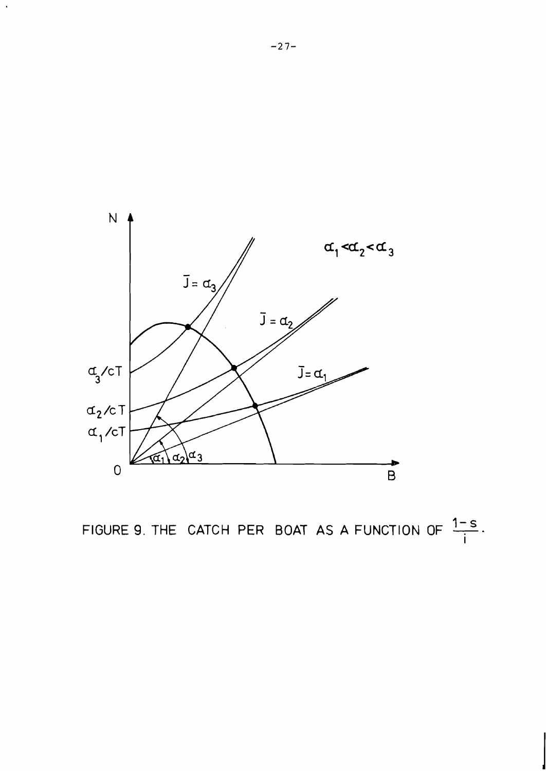FIGURE 9. THE CATCH PER BOAT AS A FUNCTION OF $\frac{1-s}{i}$.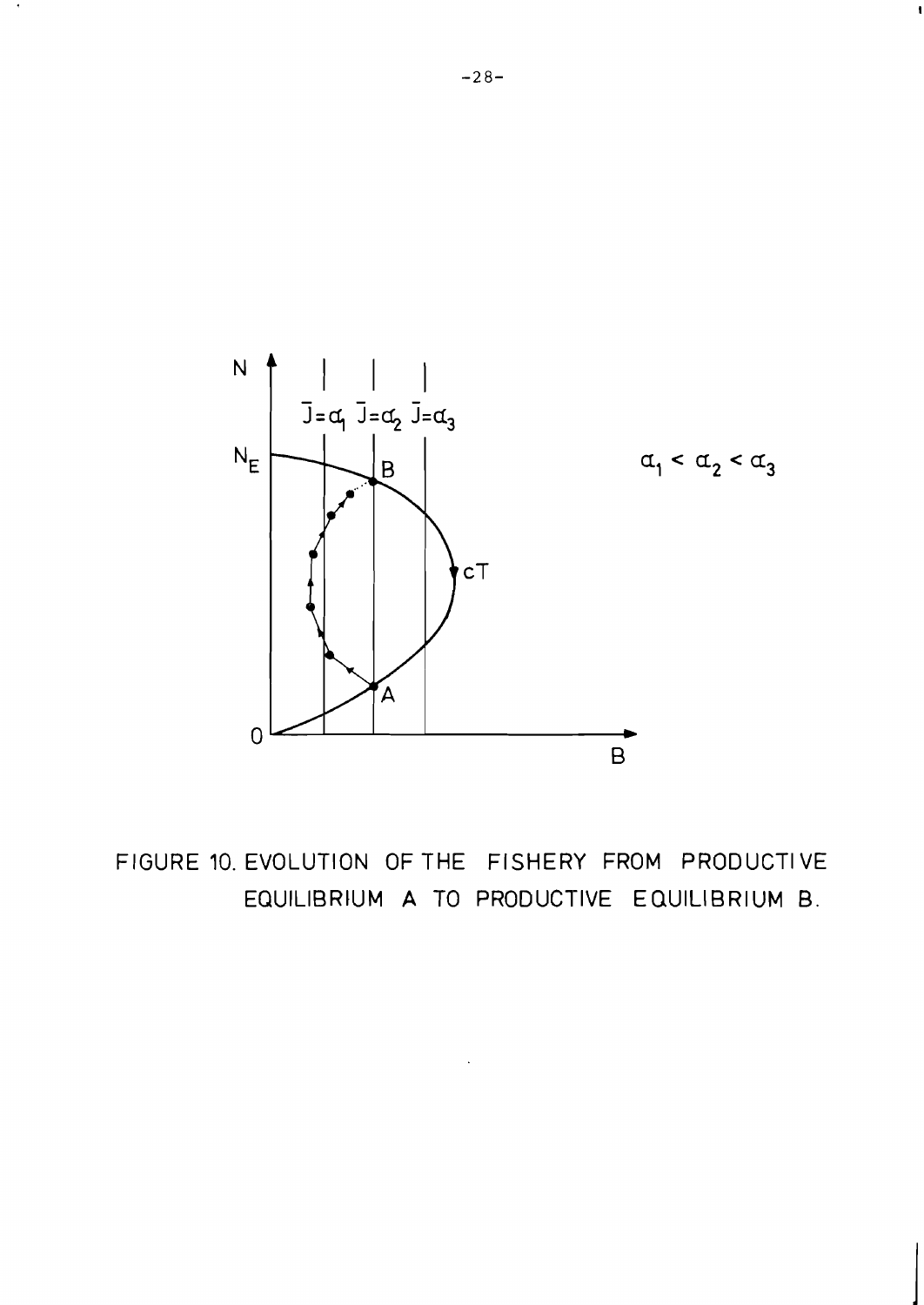FIGURE 10. EVOLUTION OF THE FISHERY FROM PRODUCTIVE EQUILIBRIUM A TO PRODUCTIVE EQUILIBRIUM B.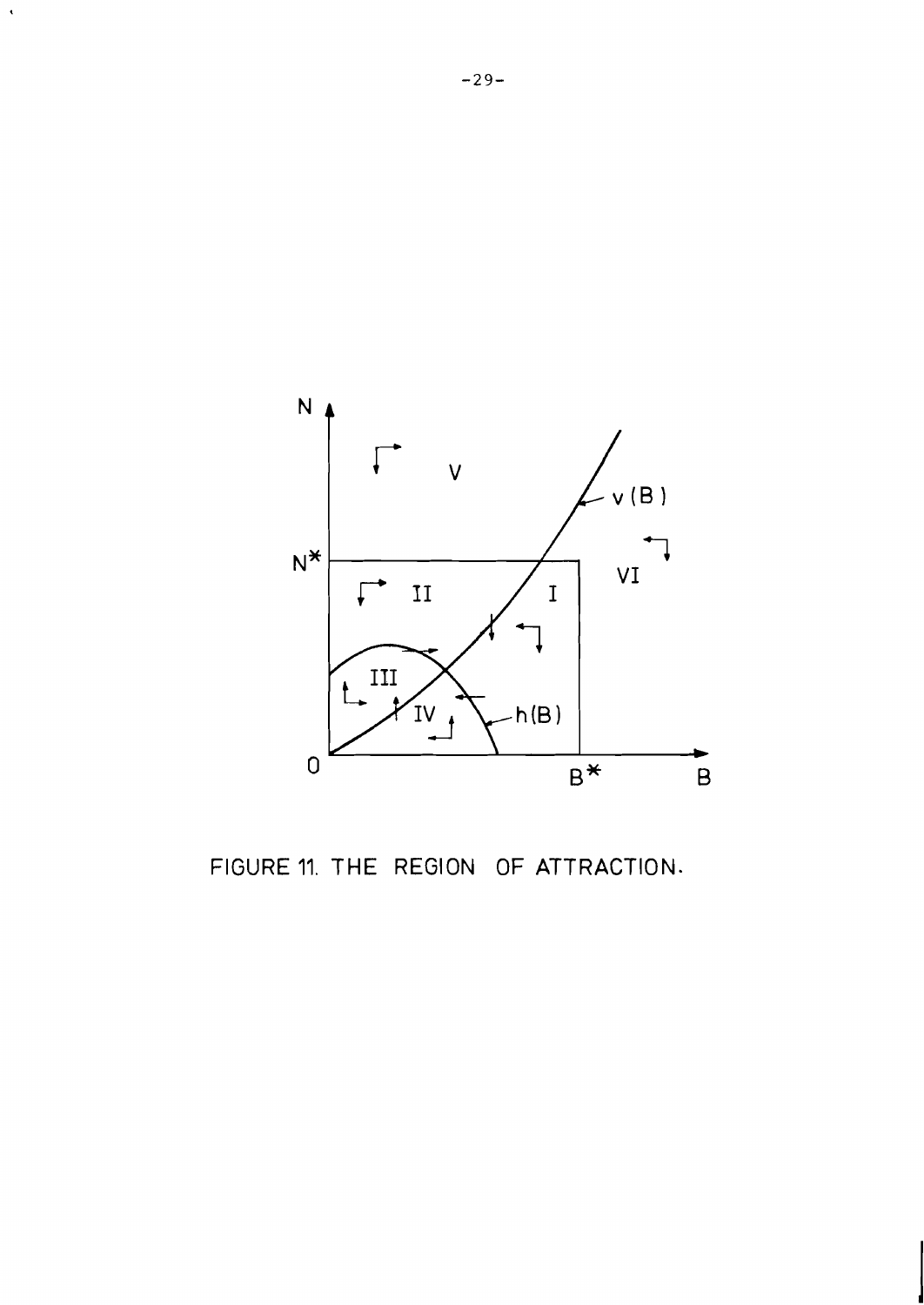FIGURE 11. THE REGION OF ATTRACTION.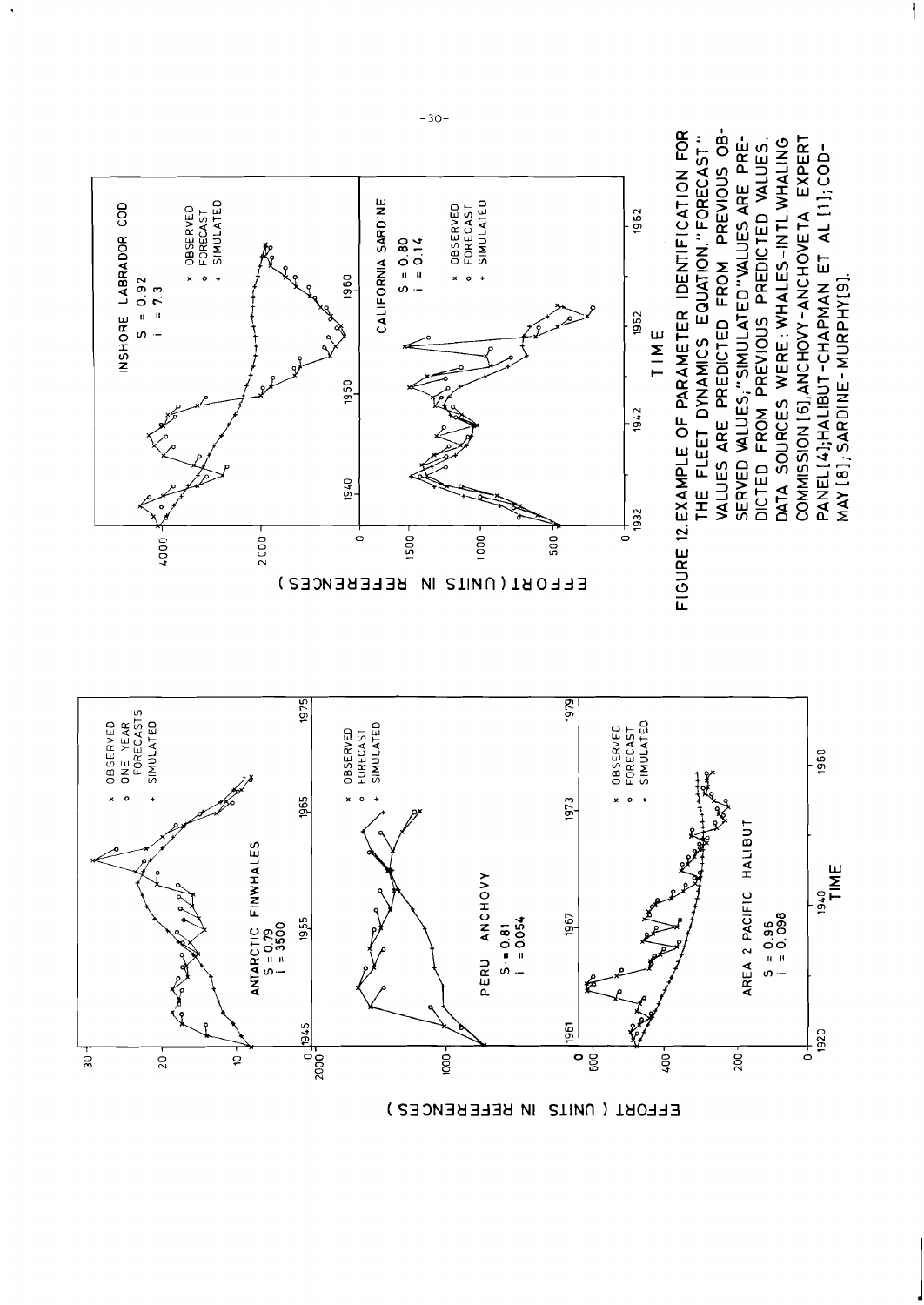FIGURE 12. EXAMPLE OF PARAMETER IDENTIFICATION FOR THE FLEET DYNAMICS EQUATION. "FORECAST" VALUES ARE PREDICTED FROM PREVIOUS OBSERVED VALUES; "SIMULATED" VALUES ARE PREDICTED FROM PREVIOUS PREDICTED VALUES. DATA SOURCES WERE: WHALES - INTL. WHALING COMMISSION [6]; ANCHOVY - ANCHOVETA EXPERT PANEL [4]; HALIBUT - CHAPMAN ET AL [1]; COD - MAY [8]; SARDINE - MURPHY [9].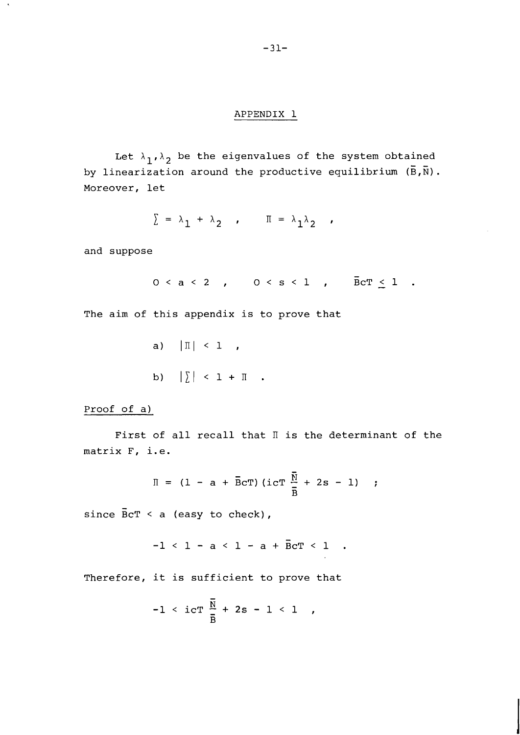## APPENDIX 1

Let $\lambda_1, \lambda_2$ be the eigenvalues of the system obtained by linearization around the productive equilibrium $(\bar{B}, \bar{N})$. Moreover, let

$$\sum = \lambda_1 + \lambda_2 \quad , \qquad \Pi = \lambda_1 \lambda_2 \quad ,$$

and suppose

$$0 < a < 2 \quad , \qquad 0 < s < 1 \quad , \qquad \bar{B}cT \leq 1 \quad .$$

The aim of this appendix is to prove that

a) $|\Pi| < 1$ ,

b) $|\sum| < 1 + \Pi$ .

Proof of a)

First of all recall that $\Pi$ is the determinant of the matrix F, i.e.

$$\Pi = (1 - a + \bar{B}cT)(icT \frac{\bar{N}}{\bar{B}} + 2s - 1) \quad ;$$

since $\bar{B}cT < a$ (easy to check),

$$-1 < 1 - a < 1 - a + \bar{B}cT < 1 \quad .$$

Therefore, it is sufficient to prove that

$$-1 < icT \frac{\bar{N}}{\bar{B}} + 2s - 1 < 1 \quad ,$$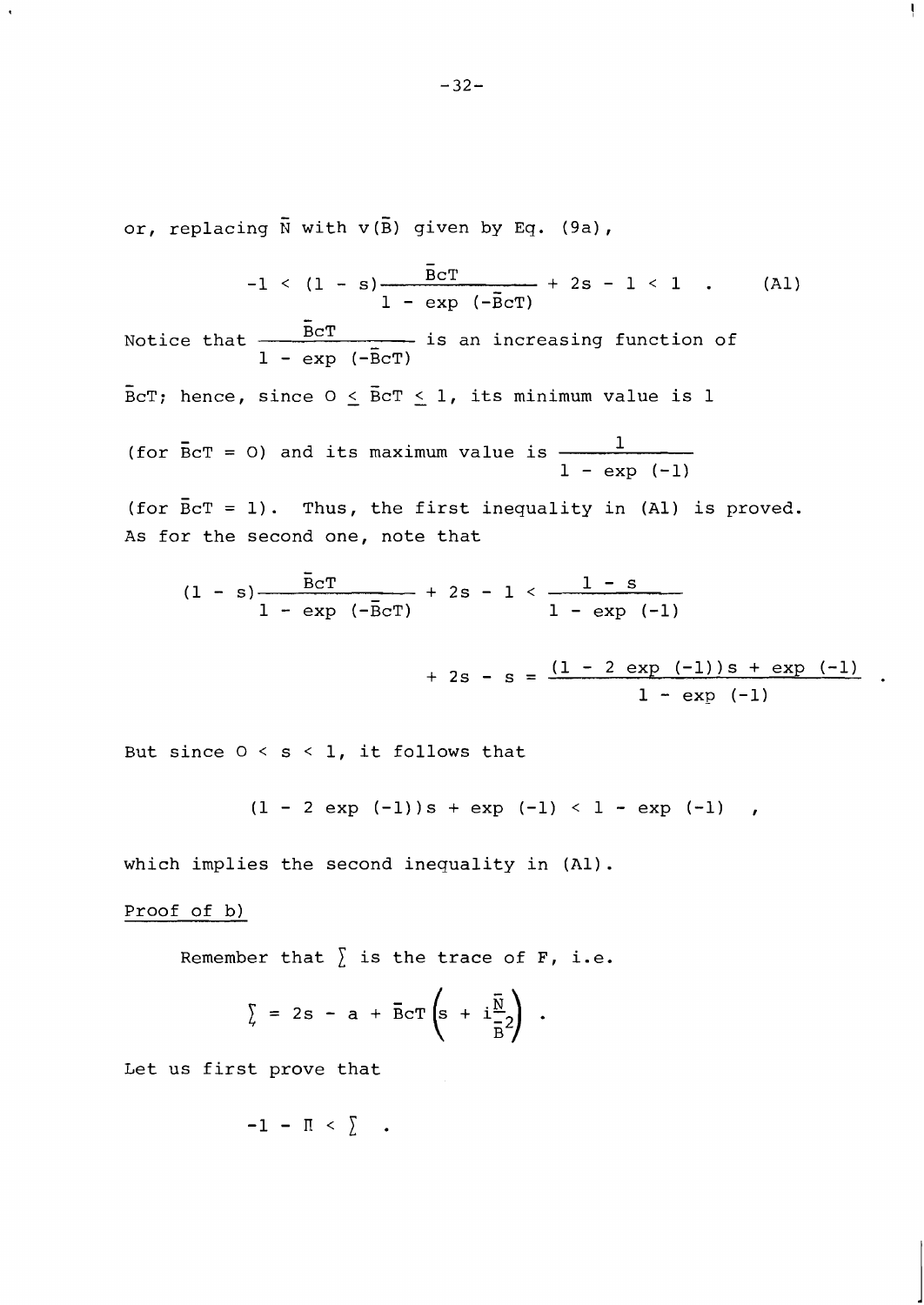or, replacing $\tilde{N}$ with $v(\bar{B})$ given by Eq. (9a),

$$-1 < (1 - s)\frac{\bar{B}cT}{1 - \exp(-\bar{B}cT)} + 2s - 1 < 1 \quad . \qquad \text{(A1)}$$

Notice that $\dfrac{\bar{B}cT}{1 - \exp(-\bar{B}cT)}$ is an increasing function of $\bar{B}cT$; hence, since $0 \leq \bar{B}cT \leq 1$, its minimum value is 1 (for $\bar{B}cT = 0$) and its maximum value is $\dfrac{1}{1 - \exp(-1)}$ (for $\bar{B}cT = 1$). Thus, the first inequality in (A1) is proved. As for the second one, note that

$$(1 - s)\frac{\bar{B}cT}{1 - \exp(-\bar{B}cT)} + 2s - 1 < \frac{1 - s}{1 - \exp(-1)}$$

$$+ 2s - s = \frac{(1 - 2\exp(-1))s + \exp(-1)}{1 - \exp(-1)} \quad .$$

But since $0 < s < 1$, it follows that

$$(1 - 2\exp(-1))s + \exp(-1) < 1 - \exp(-1) \quad ,$$

which implies the second inequality in (A1).

<u>Proof of b)</u>

Remember that $\Sigma$ is the trace of F, i.e.

$$\Sigma = 2s - a + \bar{B}cT\left(s + i\frac{\bar{N}}{\bar{B}^2}\right) \quad .$$

Let us first prove that

$$-1 - \Pi < \Sigma \quad .$$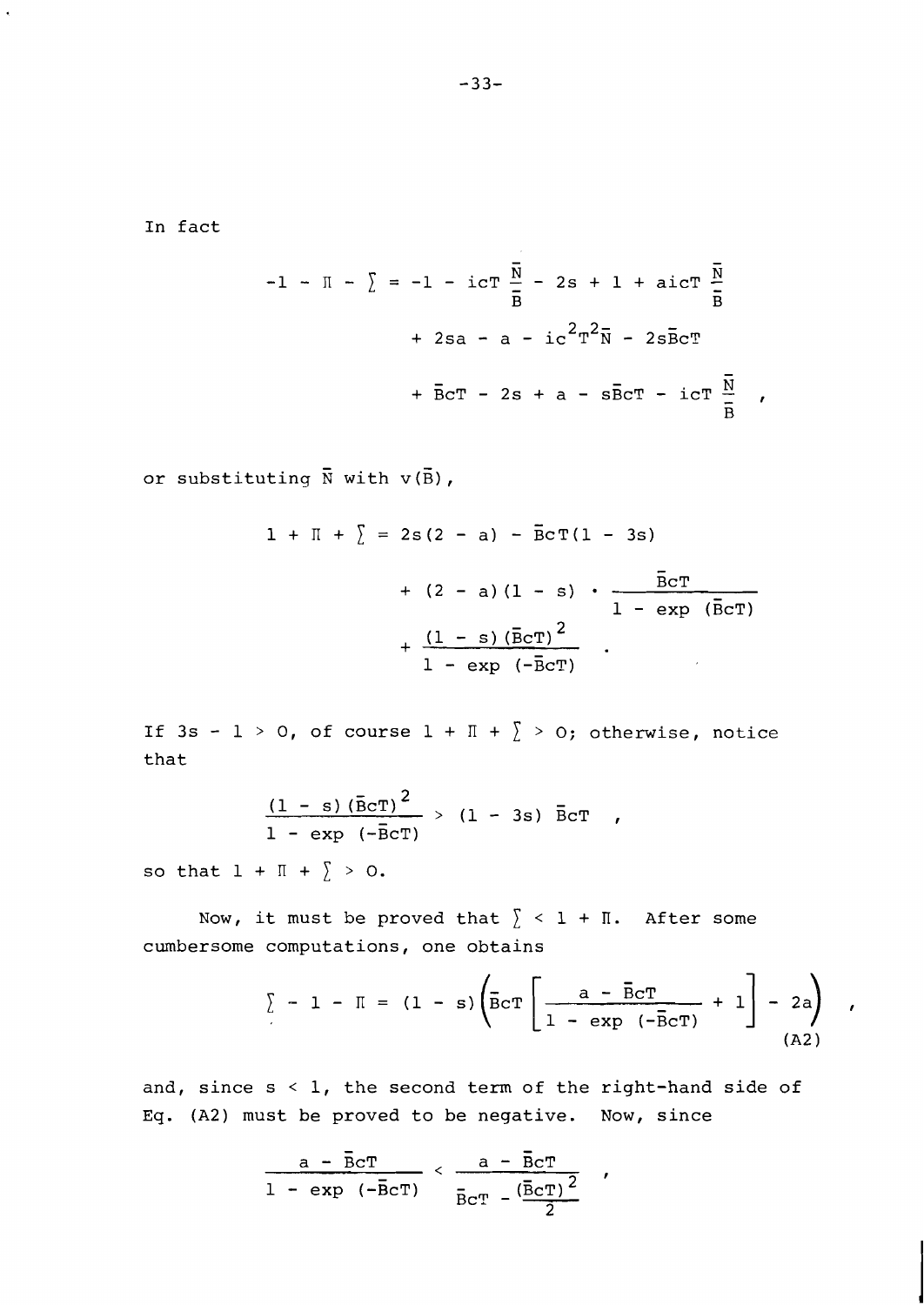In fact

$$-1 - \Pi - \sum = -1 - icT\,\frac{\bar{N}}{\bar{B}} - 2s + 1 + aicT\,\frac{\bar{N}}{\bar{B}}$$

$$+ 2sa - a - ic^2T^2\bar{N} - 2s\bar{B}cT$$

$$+ \bar{B}cT - 2s + a - s\bar{B}cT - icT\,\frac{\bar{N}}{\bar{B}} \quad ,$$

or substituting $\bar{N}$ with $v(\bar{B})$,

$$1 + \Pi + \sum = 2s(2 - a) - \bar{B}cT(1 - 3s)$$

$$+ (2 - a)(1 - s) \cdot \frac{\bar{B}cT}{1 - \exp\,(\bar{B}cT)}$$

$$+ \frac{(1 - s)(\bar{B}cT)^2}{1 - \exp\,(-\bar{B}cT)} \quad .$$

If $3s - 1 > 0$, of course $1 + \Pi + \sum > 0$; otherwise, notice that

$$\frac{(1 - s)(\bar{B}cT)^2}{1 - \exp\,(-\bar{B}cT)} > (1 - 3s)\,\bar{B}cT \quad ,$$

so that $1 + \Pi + \sum > 0$.

Now, it must be proved that $\sum < 1 + \Pi$. After some cumbersome computations, one obtains

$$\sum - 1 - \Pi = (1 - s)\left(\bar{B}cT\left[\frac{a - \bar{B}cT}{1 - \exp\,(-\bar{B}cT)} + 1\right] - 2a\right) \quad , \tag{A2}$$

and, since $s < 1$, the second term of the right-hand side of Eq. (A2) must be proved to be negative. Now, since

$$\frac{a - \bar{B}cT}{1 - \exp\,(-\bar{B}cT)} < \frac{a - \bar{B}cT}{\bar{B}cT - \frac{(\bar{B}cT)^2}{2}} \quad ,$$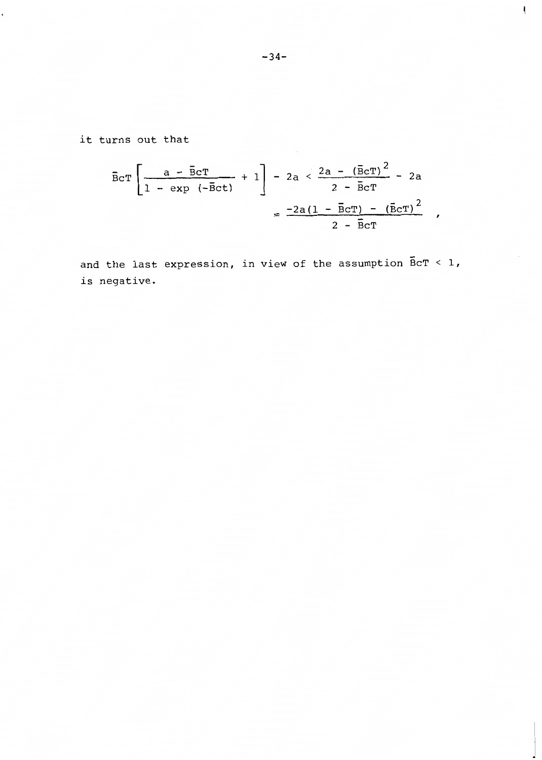it turns out that

$$\bar{B}cT \left[ \frac{a - \bar{B}cT}{1 - \exp(-\bar{B}ct)} + 1 \right] - 2a < \frac{2a - (\bar{B}cT)^2}{2 - \bar{B}cT} - 2a$$

$$= \frac{-2a(1 - \bar{B}cT) - (\bar{B}cT)^2}{2 - \bar{B}cT} \quad ,$$

and the last expression, in view of the assumption $\bar{B}cT < 1$, is negative.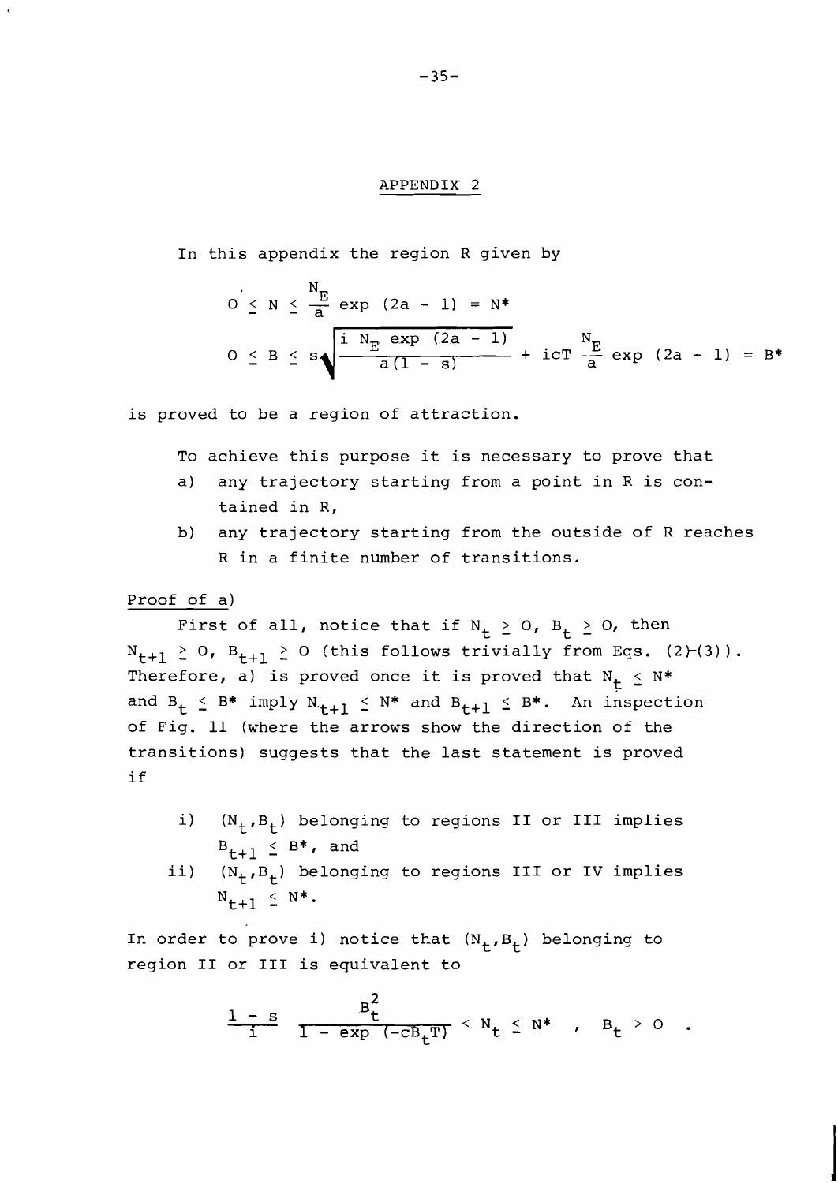## APPENDIX 2

In this appendix the region R given by

$$0 \le N \le \frac{N_E}{a} \exp(2a - 1) = N^*$$

$$0 \le B \le s\sqrt{\frac{i\ N_E \exp(2a - 1)}{a(1 - s)}} + icT\,\frac{N_E}{a}\exp(2a - 1) = B^*$$

is proved to be a region of attraction.

To achieve this purpose it is necessary to prove that

a) any trajectory starting from a point in R is contained in R,

b) any trajectory starting from the outside of R reaches R in a finite number of transitions.

Proof of a)

First of all, notice that if $N_t \ge 0$, $B_t \ge 0$, then $N_{t+1} \ge 0$, $B_{t+1} \ge 0$ (this follows trivially from Eqs. (2)-(3)). Therefore, a) is proved once it is proved that $N_t \le N^*$ and $B_t \le B^*$ imply $N_{t+1} \le N^*$ and $B_{t+1} \le B^*$. An inspection of Fig. 11 (where the arrows show the direction of the transitions) suggests that the last statement is proved if

i) $(N_t, B_t)$ belonging to regions II or III implies $B_{t+1} \le B^*$, and

ii) $(N_t, B_t)$ belonging to regions III or IV implies $N_{t+1} \le N^*$.

In order to prove i) notice that $(N_t, B_t)$ belonging to region II or III is equivalent to

$$\frac{1 - s}{i}\ \frac{B_t^2}{1 - \exp(-cB_tT)} < N_t \le N^* \quad , \quad B_t > 0 \quad .$$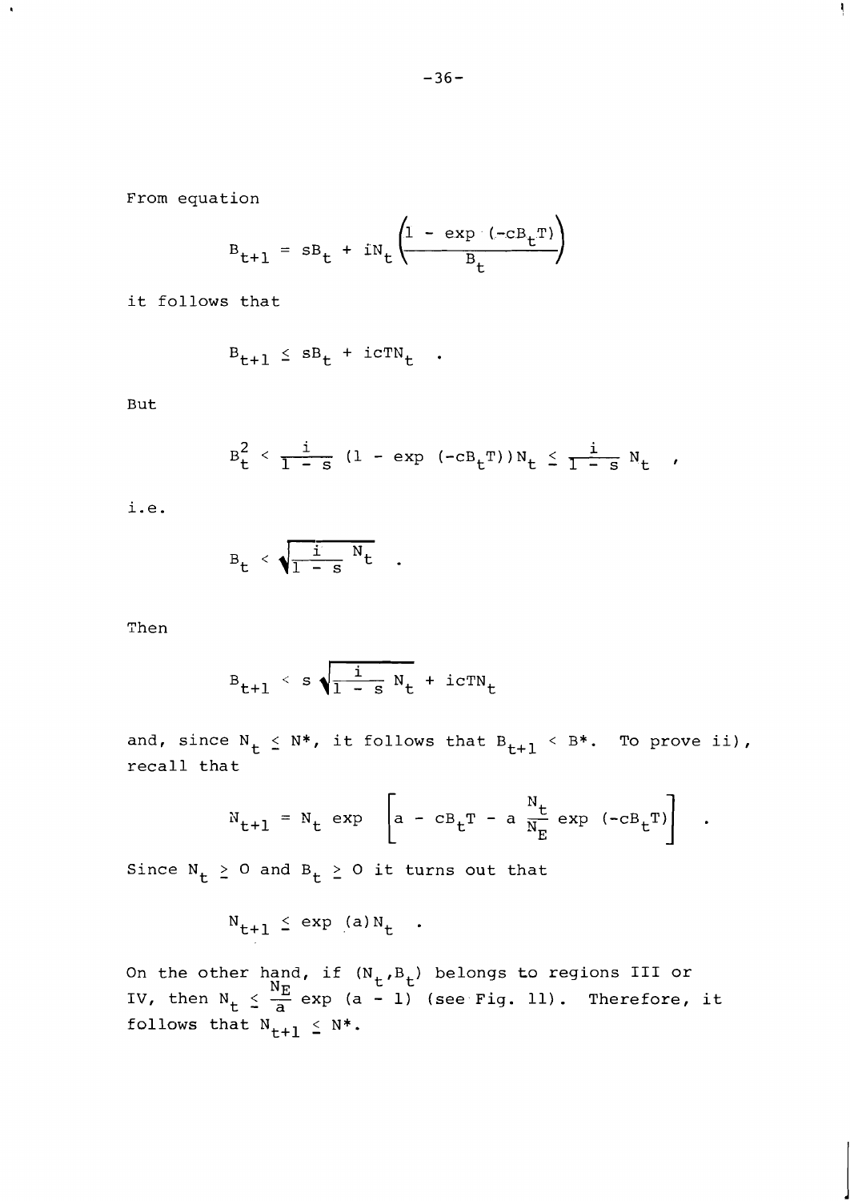From equation

$$B_{t+1} = sB_t + iN_t \left( \frac{1 - \exp(-cB_tT)}{B_t} \right)$$

it follows that

$$B_{t+1} \leq sB_t + icTN_t \quad .$$

But

$$B_t^2 < \frac{i}{1 - s} (1 - \exp(-cB_tT))N_t \leq \frac{i}{1 - s} N_t \quad ,$$

i.e.

$$B_t < \sqrt{\frac{i}{1 - s} N_t} \quad .$$

Then

$$B_{t+1} < s \sqrt{\frac{i}{1 - s} N_t} + icTN_t$$

and, since $N_t \leq N^*$, it follows that $B_{t+1} < B^*$. To prove ii), recall that

$$N_{t+1} = N_t \exp \left[ a - cB_tT - a \frac{N_t}{N_E} \exp(-cB_tT) \right] \quad .$$

Since $N_t \geq 0$ and $B_t \geq 0$ it turns out that

$$N_{t+1} \leq \exp(a) N_t \quad .$$

On the other hand, if $(N_t, B_t)$ belongs to regions III or IV, then $N_t \leq \frac{N_E}{a} \exp(a - 1)$ (see Fig. 11). Therefore, it follows that $N_{t+1} \leq N^*$.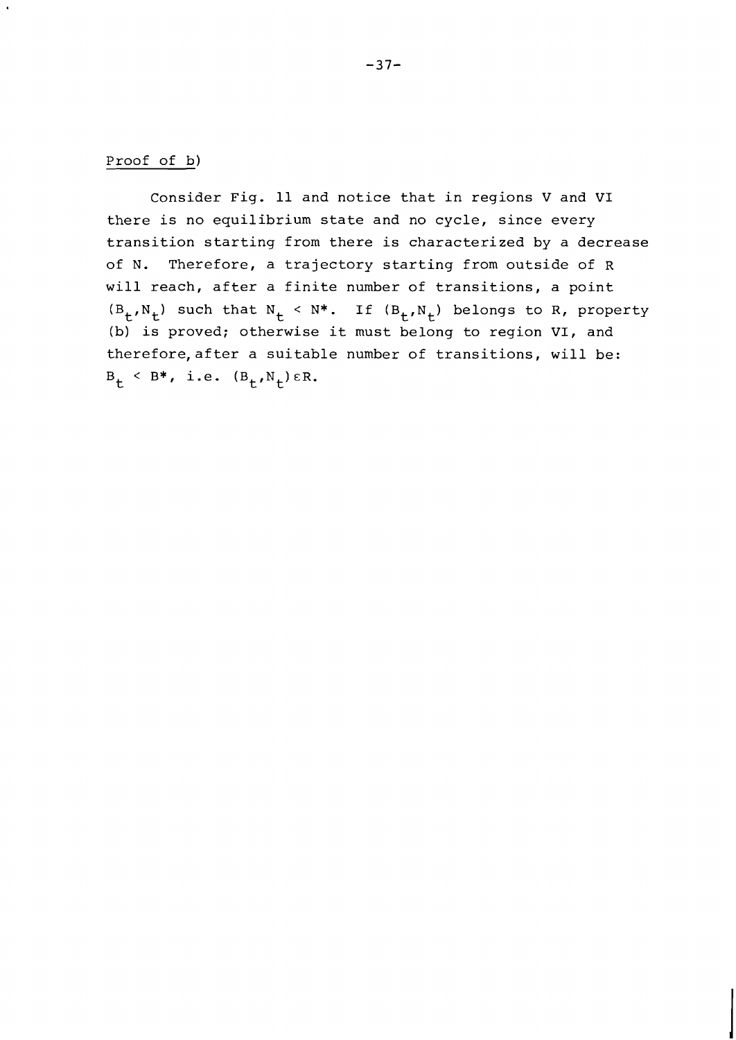Proof of b)

Consider Fig. 11 and notice that in regions V and VI there is no equilibrium state and no cycle, since every transition starting from there is characterized by a decrease of N. Therefore, a trajectory starting from outside of R will reach, after a finite number of transitions, a point $(B_t, N_t)$ such that $N_t < N^*$. If $(B_t, N_t)$ belongs to R, property (b) is proved; otherwise it must belong to region VI, and therefore, after a suitable number of transitions, will be: $B_t < B^*$, i.e. $(B_t, N_t) \varepsilon R$.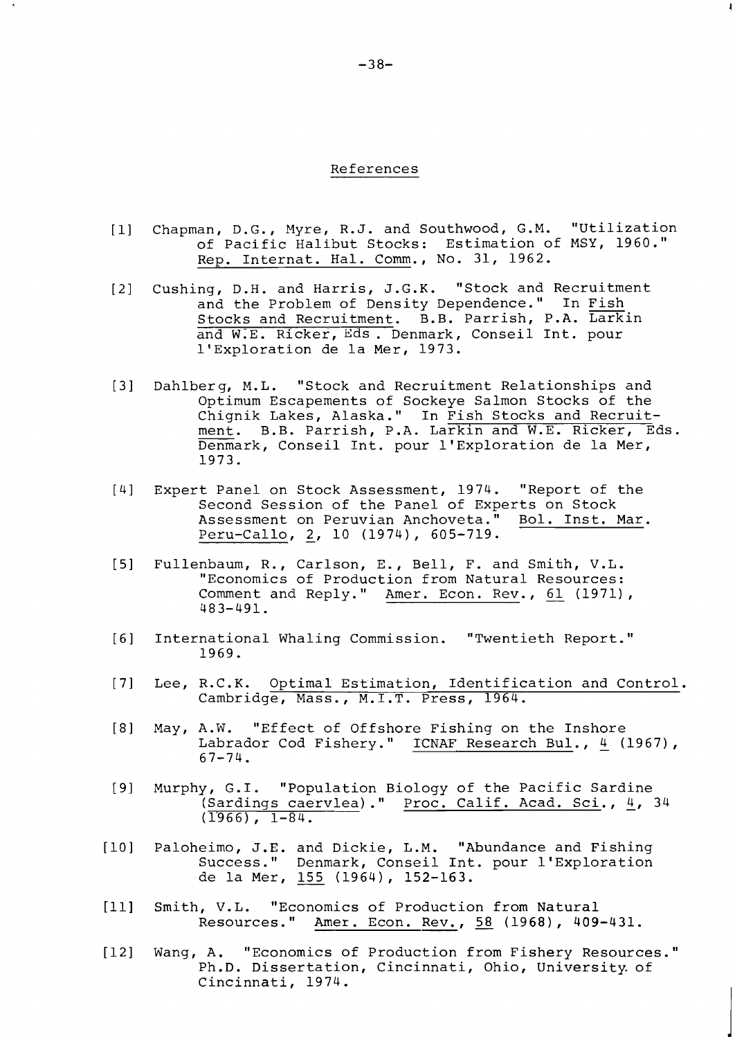## References

[1] Chapman, D.G., Myre, R.J. and Southwood, G.M. "Utilization of Pacific Halibut Stocks: Estimation of MSY, 1960." Rep. Internat. Hal. Comm., No. 31, 1962.

[2] Cushing, D.H. and Harris, J.G.K. "Stock and Recruitment and the Problem of Density Dependence." In Fish Stocks and Recruitment. B.B. Parrish, P.A. Larkin and W.E. Ricker, Eds. Denmark, Conseil Int. pour l'Exploration de la Mer, 1973.

[3] Dahlberg, M.L. "Stock and Recruitment Relationships and Optimum Escapements of Sockeye Salmon Stocks of the Chignik Lakes, Alaska." In Fish Stocks and Recruitment. B.B. Parrish, P.A. Larkin and W.E. Ricker, Eds. Denmark, Conseil Int. pour l'Exploration de la Mer, 1973.

[4] Expert Panel on Stock Assessment, 1974. "Report of the Second Session of the Panel of Experts on Stock Assessment on Peruvian Anchoveta." Bol. Inst. Mar. Peru-Callo, 2, 10 (1974), 605-719.

[5] Fullenbaum, R., Carlson, E., Bell, F. and Smith, V.L. "Economics of Production from Natural Resources: Comment and Reply." Amer. Econ. Rev., 61 (1971), 483-491.

[6] International Whaling Commission. "Twentieth Report." 1969.

[7] Lee, R.C.K. Optimal Estimation, Identification and Control. Cambridge, Mass., M.I.T. Press, 1964.

[8] May, A.W. "Effect of Offshore Fishing on the Inshore Labrador Cod Fishery." ICNAF Research Bul., 4 (1967), 67-74.

[9] Murphy, G.I. "Population Biology of the Pacific Sardine (Sardings caervlea)." Proc. Calif. Acad. Sci., 4, 34 (1966), 1-84.

[10] Paloheimo, J.E. and Dickie, L.M. "Abundance and Fishing Success." Denmark, Conseil Int. pour l'Exploration de la Mer, 155 (1964), 152-163.

[11] Smith, V.L. "Economics of Production from Natural Resources." Amer. Econ. Rev., 58 (1968), 409-431.

[12] Wang, A. "Economics of Production from Fishery Resources." Ph.D. Dissertation, Cincinnati, Ohio, University of Cincinnati, 1974.